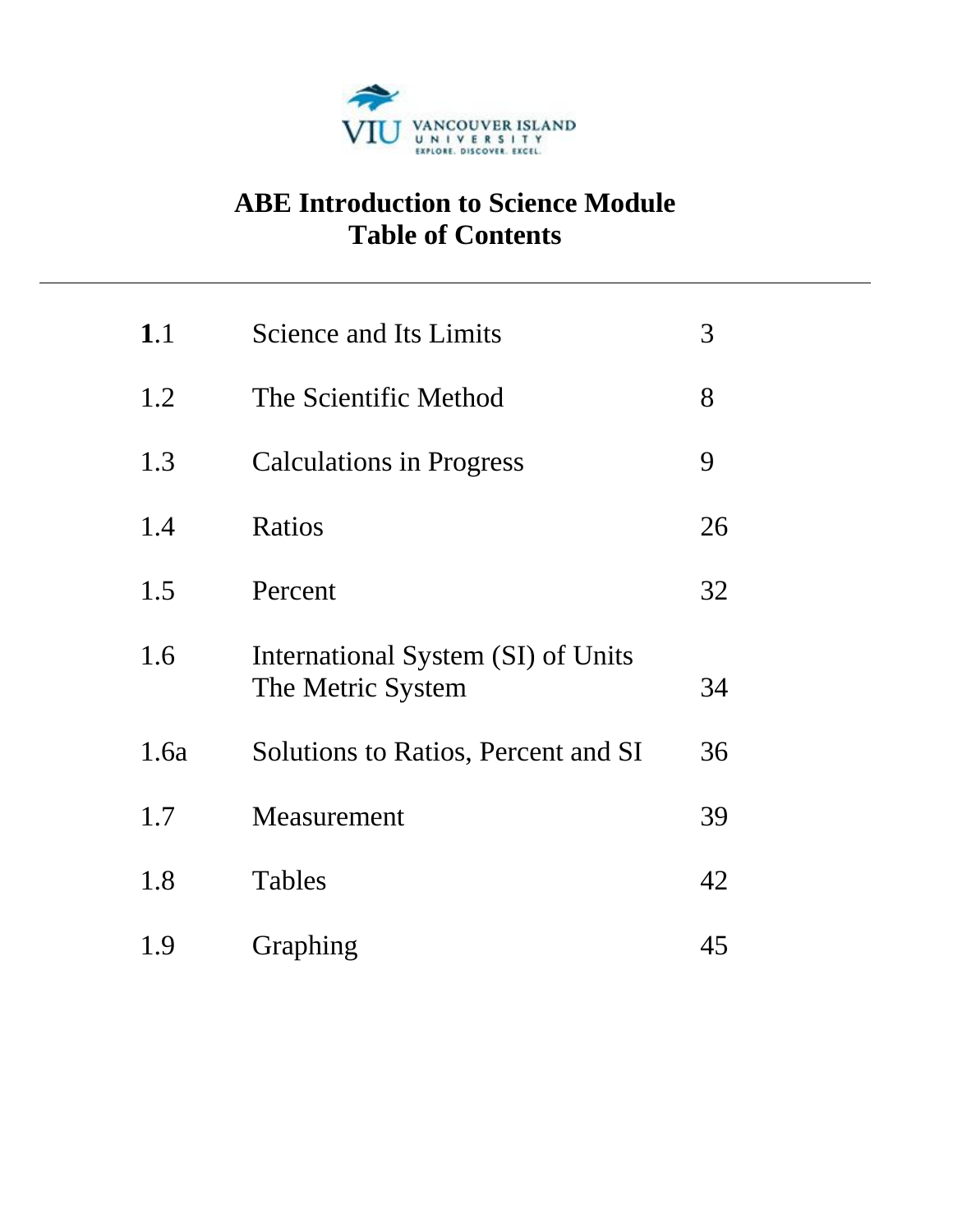VIU VANCOUVER ISLAND UNIVERSITY
EXPLORE. DISCOVER. EXCEL.

# ABE Introduction to Science Module
# Table of Contents

---

| | | |
|---|---|---|
| **1**.1 | Science and Its Limits | 3 |
| 1.2 | The Scientific Method | 8 |
| 1.3 | Calculations in Progress | 9 |
| 1.4 | Ratios | 26 |
| 1.5 | Percent | 32 |
| 1.6 | International System (SI) of Units The Metric System | 34 |
| 1.6a | Solutions to Ratios, Percent and SI | 36 |
| 1.7 | Measurement | 39 |
| 1.8 | Tables | 42 |
| 1.9 | Graphing | 45 |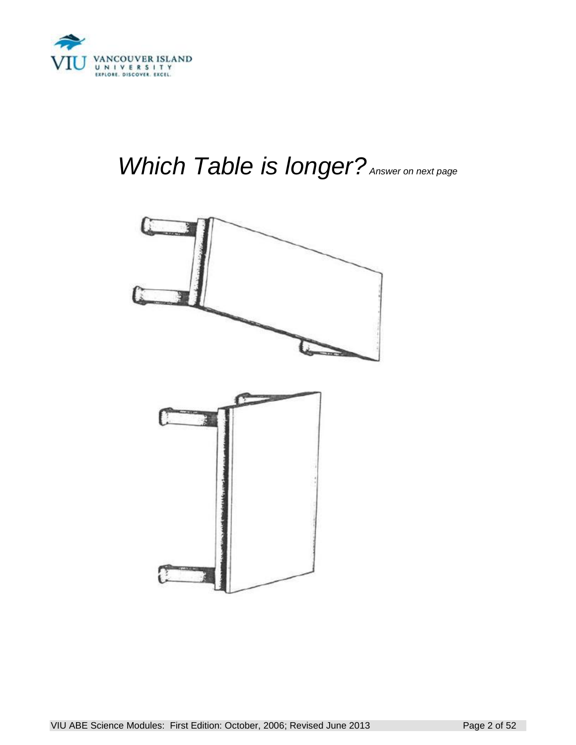# *Which Table is longer?* *Answer on next page*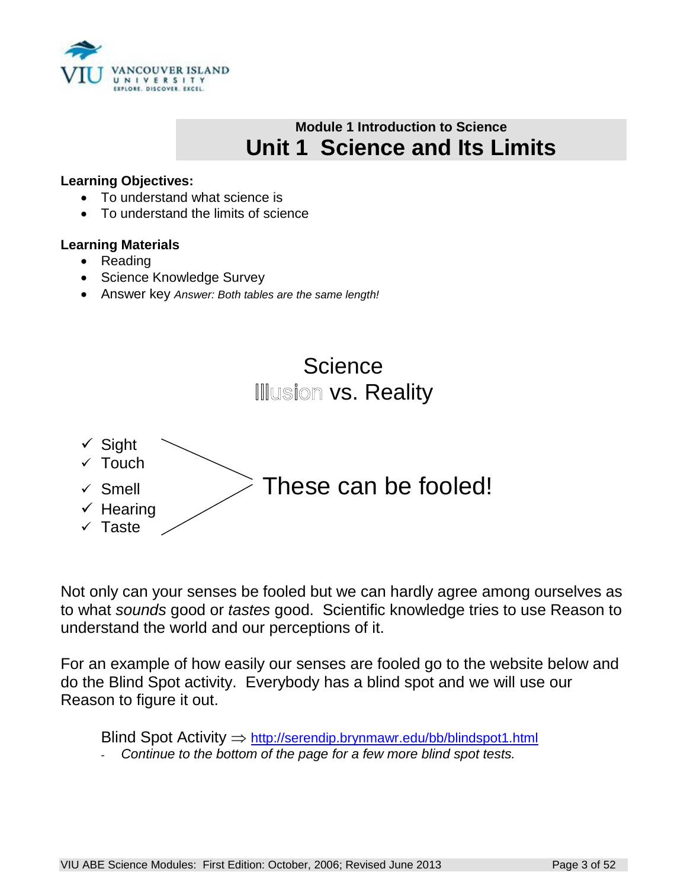**Module 1 Introduction to Science**

# Unit 1 Science and Its Limits

**Learning Objectives:**

- To understand what science is
- To understand the limits of science

**Learning Materials**

- Reading
- Science Knowledge Survey
- Answer key *Answer: Both tables are the same length!*

## Science
## Illusion vs. Reality

- ✓ Sight
- ✓ Touch
- ✓ Smell
- ✓ Hearing
- ✓ Taste

These can be fooled!

Not only can your senses be fooled but we can hardly agree among ourselves as to what *sounds* good or *tastes* good. Scientific knowledge tries to use Reason to understand the world and our perceptions of it.

For an example of how easily our senses are fooled go to the website below and do the Blind Spot activity. Everybody has a blind spot and we will use our Reason to figure it out.

Blind Spot Activity ⇒ http://serendip.brynmawr.edu/bb/blindspot1.html

- *Continue to the bottom of the page for a few more blind spot tests.*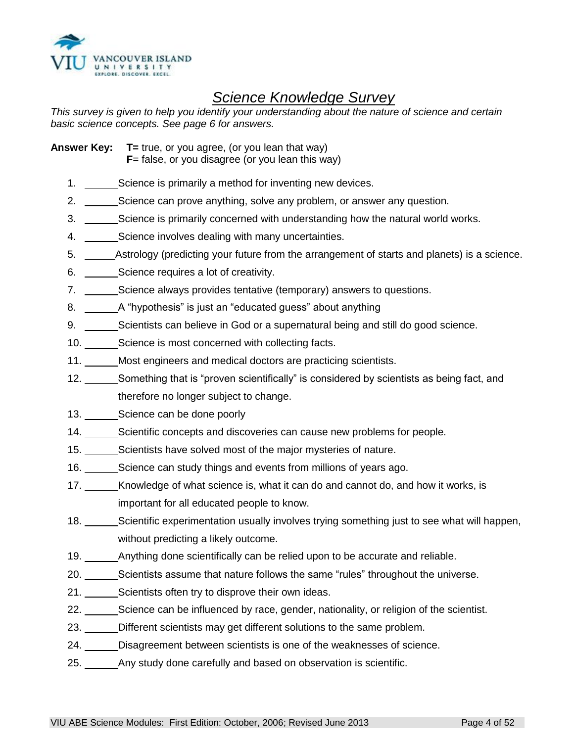# *Science Knowledge Survey*

*This survey is given to help you identify your understanding about the nature of science and certain basic science concepts. See page 6 for answers.*

**Answer Key:** **T=** true, or you agree, (or you lean that way)
**F**= false, or you disagree (or you lean this way)

1. ______Science is primarily a method for inventing new devices.
2. ______Science can prove anything, solve any problem, or answer any question.
3. ______Science is primarily concerned with understanding how the natural world works.
4. ______Science involves dealing with many uncertainties.
5. ______Astrology (predicting your future from the arrangement of starts and planets) is a science.
6. ______Science requires a lot of creativity.
7. ______Science always provides tentative (temporary) answers to questions.
8. ______A "hypothesis" is just an "educated guess" about anything
9. ______Scientists can believe in God or a supernatural being and still do good science.
10. ______Science is most concerned with collecting facts.
11. ______Most engineers and medical doctors are practicing scientists.
12. ______Something that is "proven scientifically" is considered by scientists as being fact, and therefore no longer subject to change.
13. ______Science can be done poorly
14. ______Scientific concepts and discoveries can cause new problems for people.
15. ______Scientists have solved most of the major mysteries of nature.
16. ______Science can study things and events from millions of years ago.
17. ______Knowledge of what science is, what it can do and cannot do, and how it works, is important for all educated people to know.
18. ______Scientific experimentation usually involves trying something just to see what will happen, without predicting a likely outcome.
19. ______Anything done scientifically can be relied upon to be accurate and reliable.
20. ______Scientists assume that nature follows the same "rules" throughout the universe.
21. ______Scientists often try to disprove their own ideas.
22. ______Science can be influenced by race, gender, nationality, or religion of the scientist.
23. ______Different scientists may get different solutions to the same problem.
24. ______Disagreement between scientists is one of the weaknesses of science.
25. ______Any study done carefully and based on observation is scientific.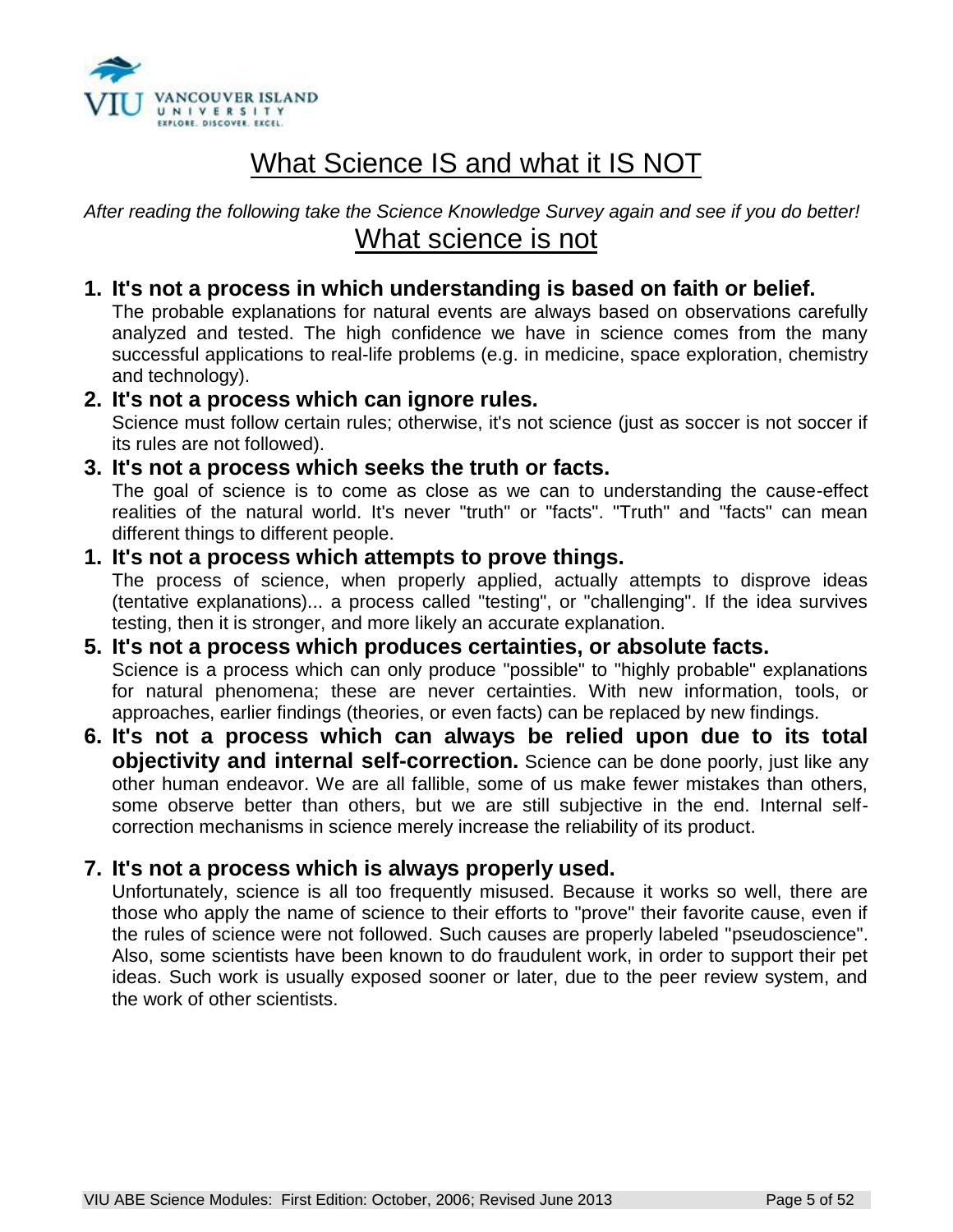# What Science IS and what it IS NOT

*After reading the following take the Science Knowledge Survey again and see if you do better!*

## What science is not

1. **It's not a process in which understanding is based on faith or belief.** The probable explanations for natural events are always based on observations carefully analyzed and tested. The high confidence we have in science comes from the many successful applications to real-life problems (e.g. in medicine, space exploration, chemistry and technology).

2. **It's not a process which can ignore rules.** Science must follow certain rules; otherwise, it's not science (just as soccer is not soccer if its rules are not followed).

3. **It's not a process which seeks the truth or facts.** The goal of science is to come as close as we can to understanding the cause-effect realities of the natural world. It's never "truth" or "facts". "Truth" and "facts" can mean different things to different people.

1. **It's not a process which attempts to prove things.** The process of science, when properly applied, actually attempts to disprove ideas (tentative explanations)... a process called "testing", or "challenging". If the idea survives testing, then it is stronger, and more likely an accurate explanation.

5. **It's not a process which produces certainties, or absolute facts.** Science is a process which can only produce "possible" to "highly probable" explanations for natural phenomena; these are never certainties. With new information, tools, or approaches, earlier findings (theories, or even facts) can be replaced by new findings.

6. **It's not a process which can always be relied upon due to its total objectivity and internal self-correction.** Science can be done poorly, just like any other human endeavor. We are all fallible, some of us make fewer mistakes than others, some observe better than others, but we are still subjective in the end. Internal self-correction mechanisms in science merely increase the reliability of its product.

7. **It's not a process which is always properly used.** Unfortunately, science is all too frequently misused. Because it works so well, there are those who apply the name of science to their efforts to "prove" their favorite cause, even if the rules of science were not followed. Such causes are properly labeled "pseudoscience". Also, some scientists have been known to do fraudulent work, in order to support their pet ideas. Such work is usually exposed sooner or later, due to the peer review system, and the work of other scientists.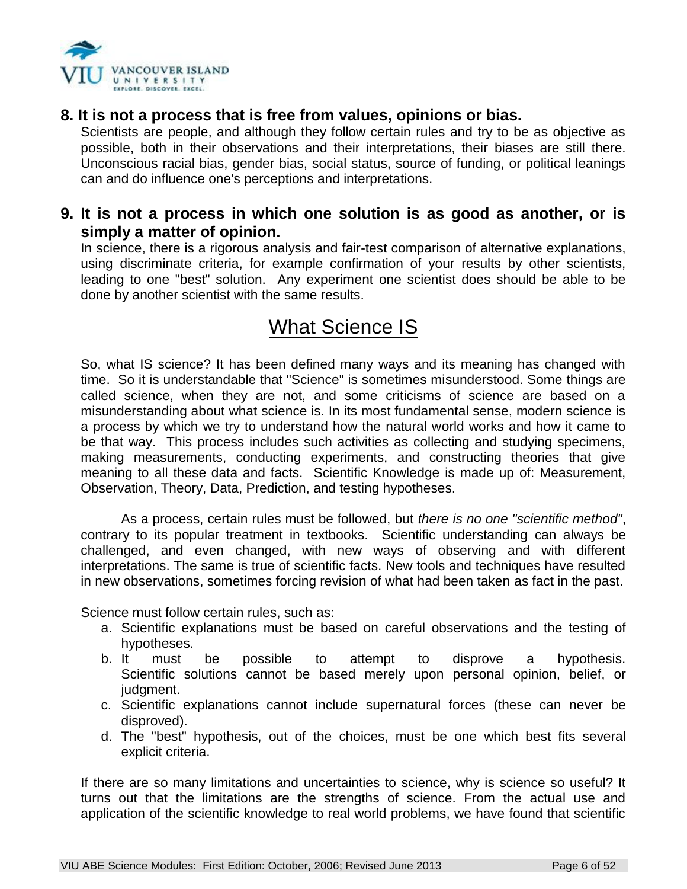**8. It is not a process that is free from values, opinions or bias.**

Scientists are people, and although they follow certain rules and try to be as objective as possible, both in their observations and their interpretations, their biases are still there. Unconscious racial bias, gender bias, social status, source of funding, or political leanings can and do influence one's perceptions and interpretations.

**9. It is not a process in which one solution is as good as another, or is simply a matter of opinion.**

In science, there is a rigorous analysis and fair-test comparison of alternative explanations, using discriminate criteria, for example confirmation of your results by other scientists, leading to one "best" solution. Any experiment one scientist does should be able to be done by another scientist with the same results.

## What Science IS

So, what IS science? It has been defined many ways and its meaning has changed with time. So it is understandable that "Science" is sometimes misunderstood. Some things are called science, when they are not, and some criticisms of science are based on a misunderstanding about what science is. In its most fundamental sense, modern science is a process by which we try to understand how the natural world works and how it came to be that way. This process includes such activities as collecting and studying specimens, making measurements, conducting experiments, and constructing theories that give meaning to all these data and facts. Scientific Knowledge is made up of: Measurement, Observation, Theory, Data, Prediction, and testing hypotheses.

As a process, certain rules must be followed, but *there is no one "scientific method"*, contrary to its popular treatment in textbooks. Scientific understanding can always be challenged, and even changed, with new ways of observing and with different interpretations. The same is true of scientific facts. New tools and techniques have resulted in new observations, sometimes forcing revision of what had been taken as fact in the past.

Science must follow certain rules, such as:

a. Scientific explanations must be based on careful observations and the testing of hypotheses.
b. It must be possible to attempt to disprove a hypothesis. Scientific solutions cannot be based merely upon personal opinion, belief, or judgment.
c. Scientific explanations cannot include supernatural forces (these can never be disproved).
d. The "best" hypothesis, out of the choices, must be one which best fits several explicit criteria.

If there are so many limitations and uncertainties to science, why is science so useful? It turns out that the limitations are the strengths of science. From the actual use and application of the scientific knowledge to real world problems, we have found that scientific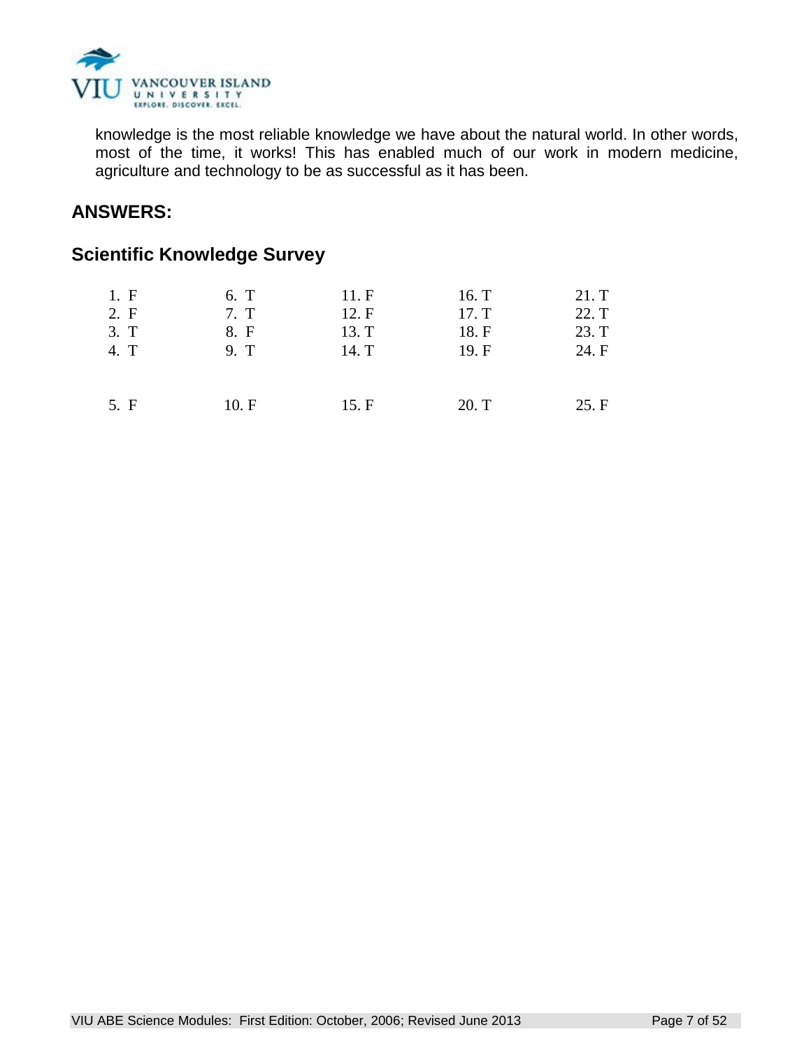knowledge is the most reliable knowledge we have about the natural world. In other words, most of the time, it works! This has enabled much of our work in modern medicine, agriculture and technology to be as successful as it has been.

## ANSWERS:

### Scientific Knowledge Survey

| | | | | |
|---|---|---|---|---|
| 1. F | 6. T | 11. F | 16. T | 21. T |
| 2. F | 7. T | 12. F | 17. T | 22. T |
| 3. T | 8. F | 13. T | 18. F | 23. T |
| 4. T | 9. T | 14. T | 19. F | 24. F |
| 5. F | 10. F | 15. F | 20. T | 25. F |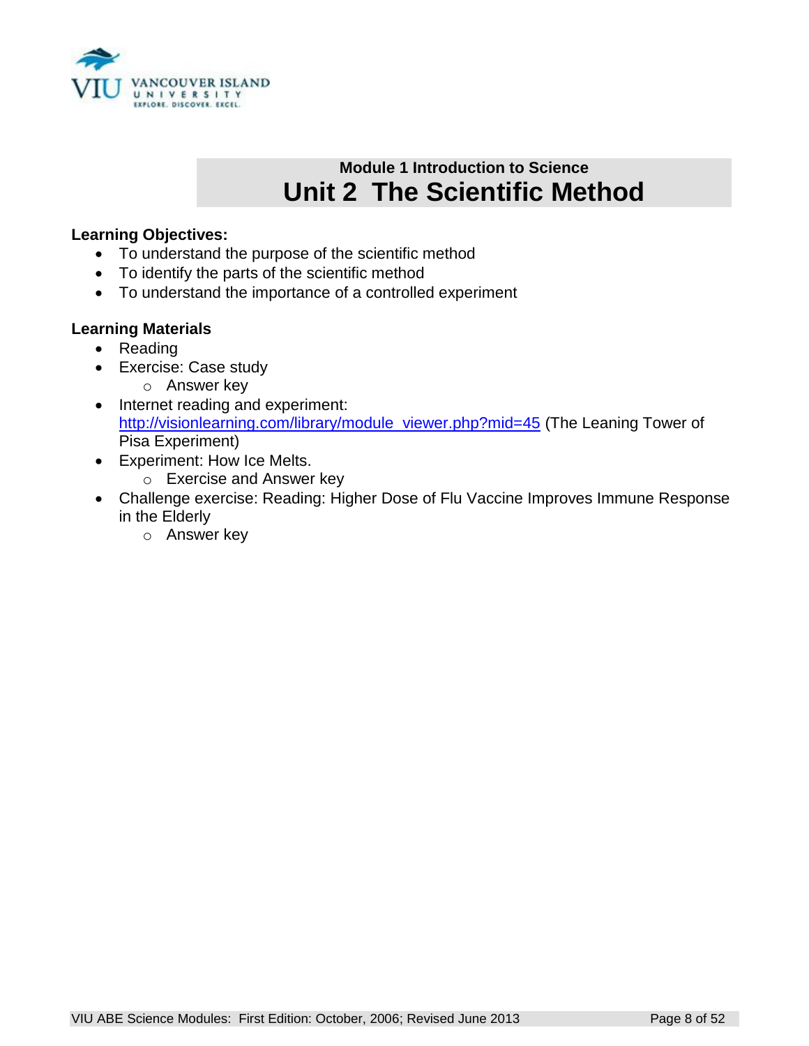### Module 1 Introduction to Science

# Unit 2 The Scientific Method

**Learning Objectives:**

- To understand the purpose of the scientific method
- To identify the parts of the scientific method
- To understand the importance of a controlled experiment

**Learning Materials**

- Reading
- Exercise: Case study
  - Answer key
- Internet reading and experiment: [http://visionlearning.com/library/module_viewer.php?mid=45](http://visionlearning.com/library/module_viewer.php?mid=45) (The Leaning Tower of Pisa Experiment)
- Experiment: How Ice Melts.
  - Exercise and Answer key
- Challenge exercise: Reading: Higher Dose of Flu Vaccine Improves Immune Response in the Elderly
  - Answer key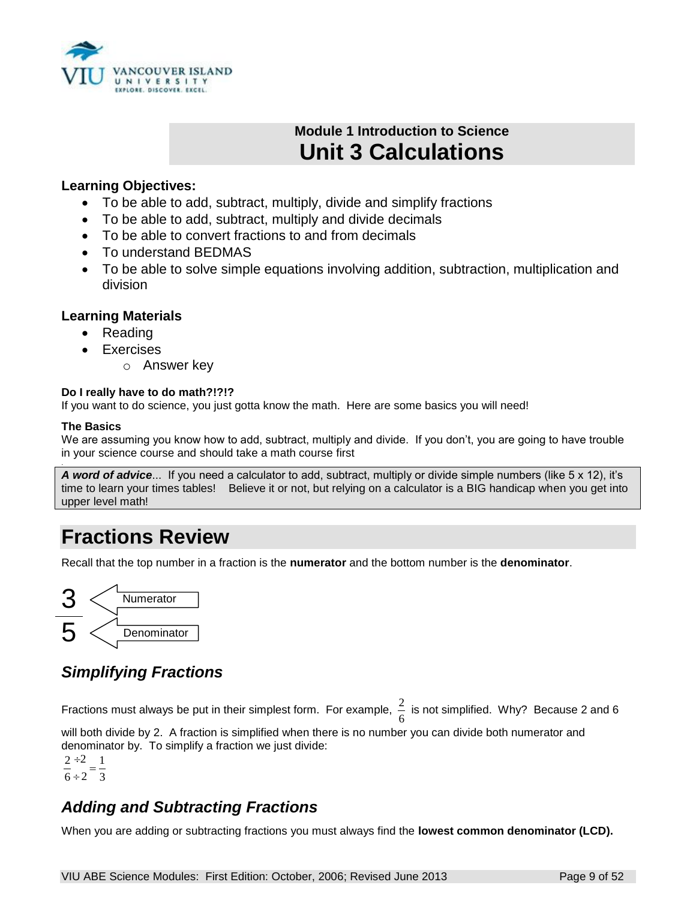**Module 1 Introduction to Science**

# Unit 3 Calculations

**Learning Objectives:**

- To be able to add, subtract, multiply, divide and simplify fractions
- To be able to add, subtract, multiply and divide decimals
- To be able to convert fractions to and from decimals
- To understand BEDMAS
- To be able to solve simple equations involving addition, subtraction, multiplication and division

**Learning Materials**

- Reading
- Exercises
    - Answer key

**Do I really have to do math?!?!?**

If you want to do science, you just gotta know the math. Here are some basics you will need!

**The Basics**

We are assuming you know how to add, subtract, multiply and divide. If you don't, you are going to have trouble in your science course and should take a math course first

> ***A word of advice***... If you need a calculator to add, subtract, multiply or divide simple numbers (like 5 x 12), it's time to learn your times tables! Believe it or not, but relying on a calculator is a BIG handicap when you get into upper level math!

## Fractions Review

Recall that the top number in a fraction is the **numerator** and the bottom number is the **denominator**.

$$\frac{3}{5}$$

3 ← Numerator

5 ← Denominator

### *Simplifying Fractions*

Fractions must always be put in their simplest form. For example, $\frac{2}{6}$ is not simplified. Why? Because 2 and 6 will both divide by 2. A fraction is simplified when there is no number you can divide both numerator and denominator by. To simplify a fraction we just divide:

$$\frac{2 \div 2}{6 \div 2} = \frac{1}{3}$$

### *Adding and Subtracting Fractions*

When you are adding or subtracting fractions you must always find the **lowest common denominator (LCD).**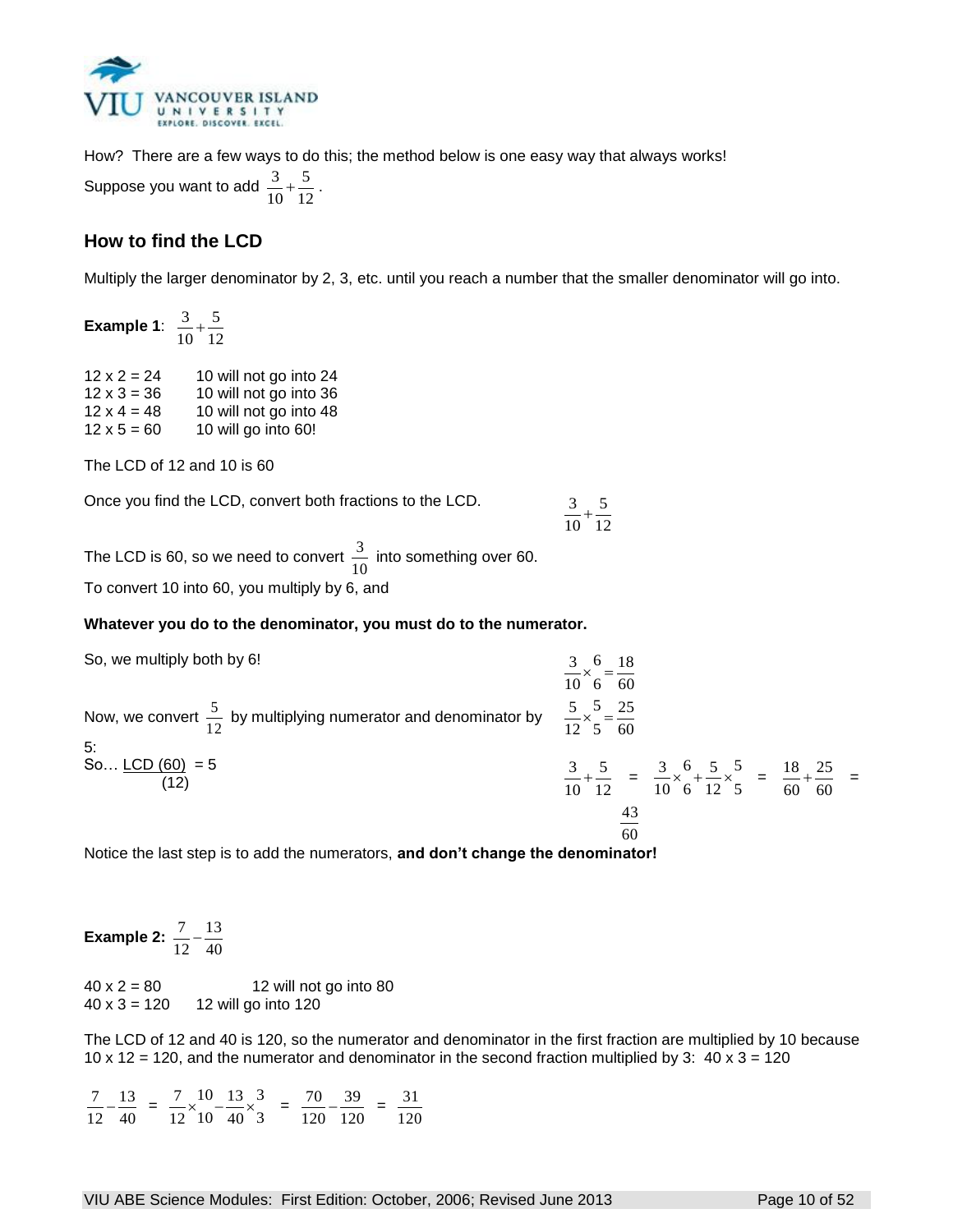How? There are a few ways to do this; the method below is one easy way that always works!

Suppose you want to add $\frac{3}{10}+\frac{5}{12}$.

## How to find the LCD

Multiply the larger denominator by 2, 3, etc. until you reach a number that the smaller denominator will go into.

**Example 1**: $\frac{3}{10}+\frac{5}{12}$

| | |
|---|---|
| 12 x 2 = 24 | 10 will not go into 24 |
| 12 x 3 = 36 | 10 will not go into 36 |
| 12 x 4 = 48 | 10 will not go into 48 |
| 12 x 5 = 60 | 10 will go into 60! |

The LCD of 12 and 10 is 60

Once you find the LCD, convert both fractions to the LCD.

$$\frac{3}{10}+\frac{5}{12}$$

The LCD is 60, so we need to convert $\frac{3}{10}$ into something over 60.

To convert 10 into 60, you multiply by 6, and

**Whatever you do to the denominator, you must do to the numerator.**

So, we multiply both by 6!

$$\frac{3}{10}\times\frac{6}{6}=\frac{18}{60}$$

Now, we convert $\frac{5}{12}$ by multiplying numerator and denominator by 5:

$$\frac{5}{12}\times\frac{5}{5}=\frac{25}{60}$$

So… $\frac{\text{LCD (60)}}{(12)} = 5$

$$\frac{3}{10}+\frac{5}{12} = \frac{3}{10}\times\frac{6}{6}+\frac{5}{12}\times\frac{5}{5} = \frac{18}{60}+\frac{25}{60} = \frac{43}{60}$$

Notice the last step is to add the numerators, **and don't change the denominator!**

**Example 2:** $\frac{7}{12}-\frac{13}{40}$

| | |
|---|---|
| 40 x 2 = 80 | 12 will not go into 80 |
| 40 x 3 = 120 | 12 will go into 120 |

The LCD of 12 and 40 is 120, so the numerator and denominator in the first fraction are multiplied by 10 because 10 x 12 = 120, and the numerator and denominator in the second fraction multiplied by 3: 40 x 3 = 120

$$\frac{7}{12}-\frac{13}{40} = \frac{7}{12}\times\frac{10}{10}-\frac{13}{40}\times\frac{3}{3} = \frac{70}{120}-\frac{39}{120} = \frac{31}{120}$$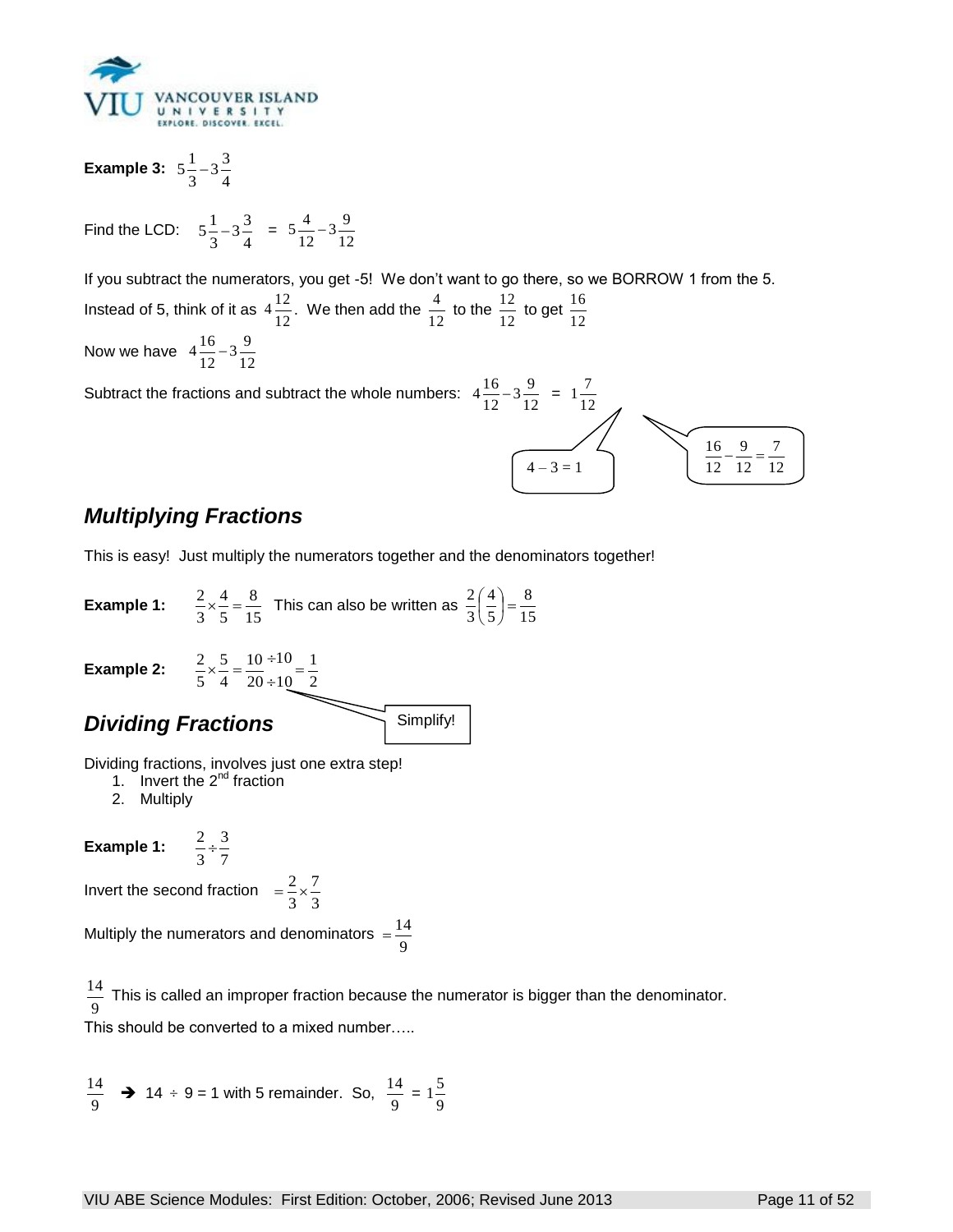**Example 3:** $5\frac{1}{3} - 3\frac{3}{4}$

Find the LCD: $5\frac{1}{3} - 3\frac{3}{4}$ = $5\frac{4}{12} - 3\frac{9}{12}$

If you subtract the numerators, you get -5! We don't want to go there, so we BORROW 1 from the 5. Instead of 5, think of it as $4\frac{12}{12}$. We then add the $\frac{4}{12}$ to the $\frac{12}{12}$ to get $\frac{16}{12}$

Now we have $4\frac{16}{12} - 3\frac{9}{12}$

Subtract the fractions and subtract the whole numbers: $4\frac{16}{12} - 3\frac{9}{12}$ = $1\frac{7}{12}$

$4 - 3 = 1$

$\frac{16}{12} - \frac{9}{12} = \frac{7}{12}$

## *Multiplying Fractions*

This is easy! Just multiply the numerators together and the denominators together!

**Example 1:** $\frac{2}{3} \times \frac{4}{5} = \frac{8}{15}$ This can also be written as $\frac{2}{3}\left(\frac{4}{5}\right) = \frac{8}{15}$

**Example 2:** $\frac{2}{5} \times \frac{5}{4} = \frac{10 \div 10}{20 \div 10} = \frac{1}{2}$

Simplify!

## *Dividing Fractions*

Dividing fractions, involves just one extra step!

1. Invert the 2nd fraction
2. Multiply

**Example 1:** $\frac{2}{3} \div \frac{3}{7}$

Invert the second fraction $= \frac{2}{3} \times \frac{7}{3}$

Multiply the numerators and denominators $= \frac{14}{9}$

$\frac{14}{9}$ This is called an improper fraction because the numerator is bigger than the denominator. This should be converted to a mixed number…..

$\frac{14}{9}$ ➔ 14 ÷ 9 = 1 with 5 remainder. So, $\frac{14}{9}$ = $1\frac{5}{9}$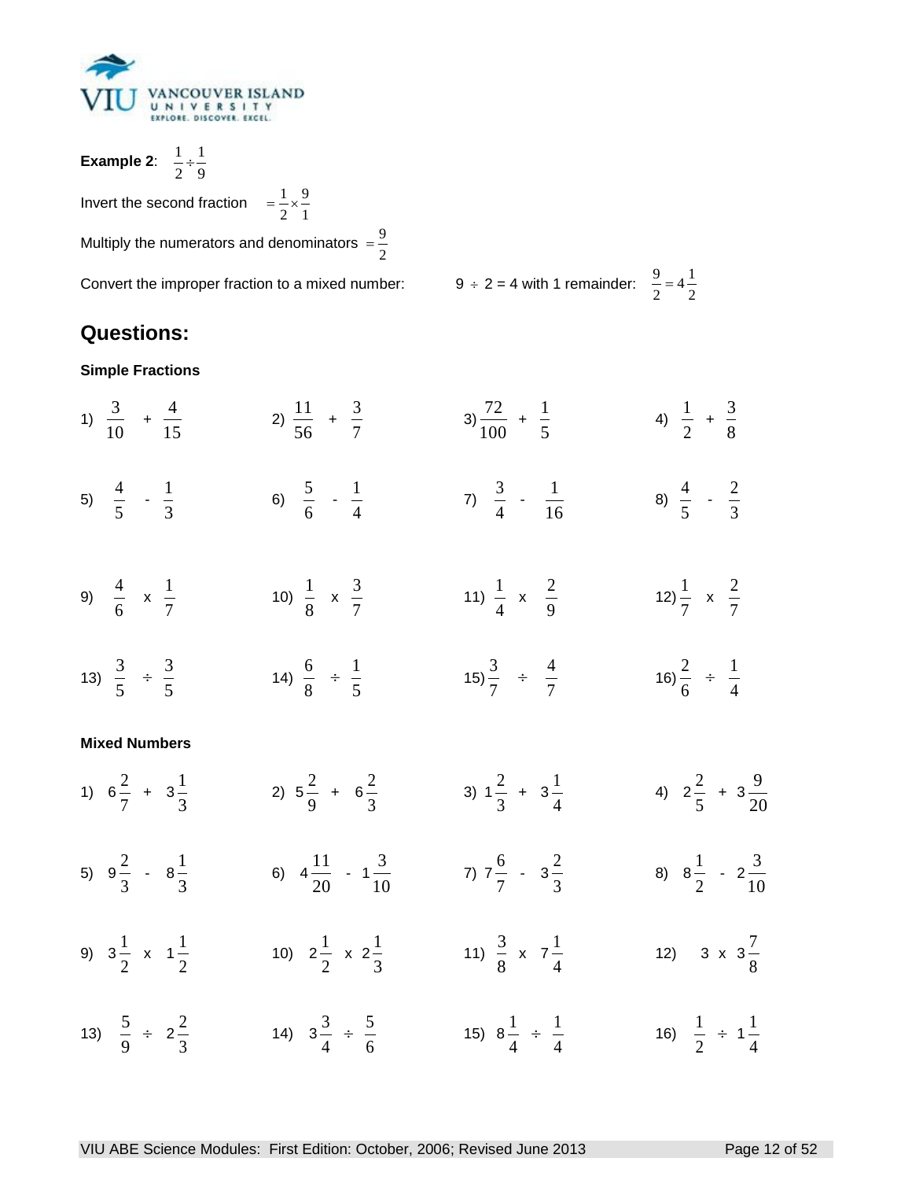**Example 2**: $\frac{1}{2} \div \frac{1}{9}$

Invert the second fraction $= \frac{1}{2} \times \frac{9}{1}$

Multiply the numerators and denominators $= \frac{9}{2}$

Convert the improper fraction to a mixed number: $9 \div 2 = 4$ with 1 remainder: $\frac{9}{2} = 4\frac{1}{2}$

## Questions:

### Simple Fractions

1) $\frac{3}{10} + \frac{4}{15}$

2) $\frac{11}{56} + \frac{3}{7}$

3) $\frac{72}{100} + \frac{1}{5}$

4) $\frac{1}{2} + \frac{3}{8}$

5) $\frac{4}{5} - \frac{1}{3}$

6) $\frac{5}{6} - \frac{1}{4}$

7) $\frac{3}{4} - \frac{1}{16}$

8) $\frac{4}{5} - \frac{2}{3}$

9) $\frac{4}{6} \times \frac{1}{7}$

10) $\frac{1}{8} \times \frac{3}{7}$

11) $\frac{1}{4} \times \frac{2}{9}$

12) $\frac{1}{7} \times \frac{2}{7}$

13) $\frac{3}{5} \div \frac{3}{5}$

14) $\frac{6}{8} \div \frac{1}{5}$

15) $\frac{3}{7} \div \frac{4}{7}$

16) $\frac{2}{6} \div \frac{1}{4}$

### Mixed Numbers

1) $6\frac{2}{7} + 3\frac{1}{3}$

2) $5\frac{2}{9} + 6\frac{2}{3}$

3) $1\frac{2}{3} + 3\frac{1}{4}$

4) $2\frac{2}{5} + 3\frac{9}{20}$

5) $9\frac{2}{3} - 8\frac{1}{3}$

6) $4\frac{11}{20} - 1\frac{3}{10}$

7) $7\frac{6}{7} - 3\frac{2}{3}$

8) $8\frac{1}{2} - 2\frac{3}{10}$

9) $3\frac{1}{2} \times 1\frac{1}{2}$

10) $2\frac{1}{2} \times 2\frac{1}{3}$

11) $\frac{3}{8} \times 7\frac{1}{4}$

12) $3 \times 3\frac{7}{8}$

13) $\frac{5}{9} \div 2\frac{2}{3}$

14) $3\frac{3}{4} \div \frac{5}{6}$

15) $8\frac{1}{4} \div \frac{1}{4}$

16) $\frac{1}{2} \div 1\frac{1}{4}$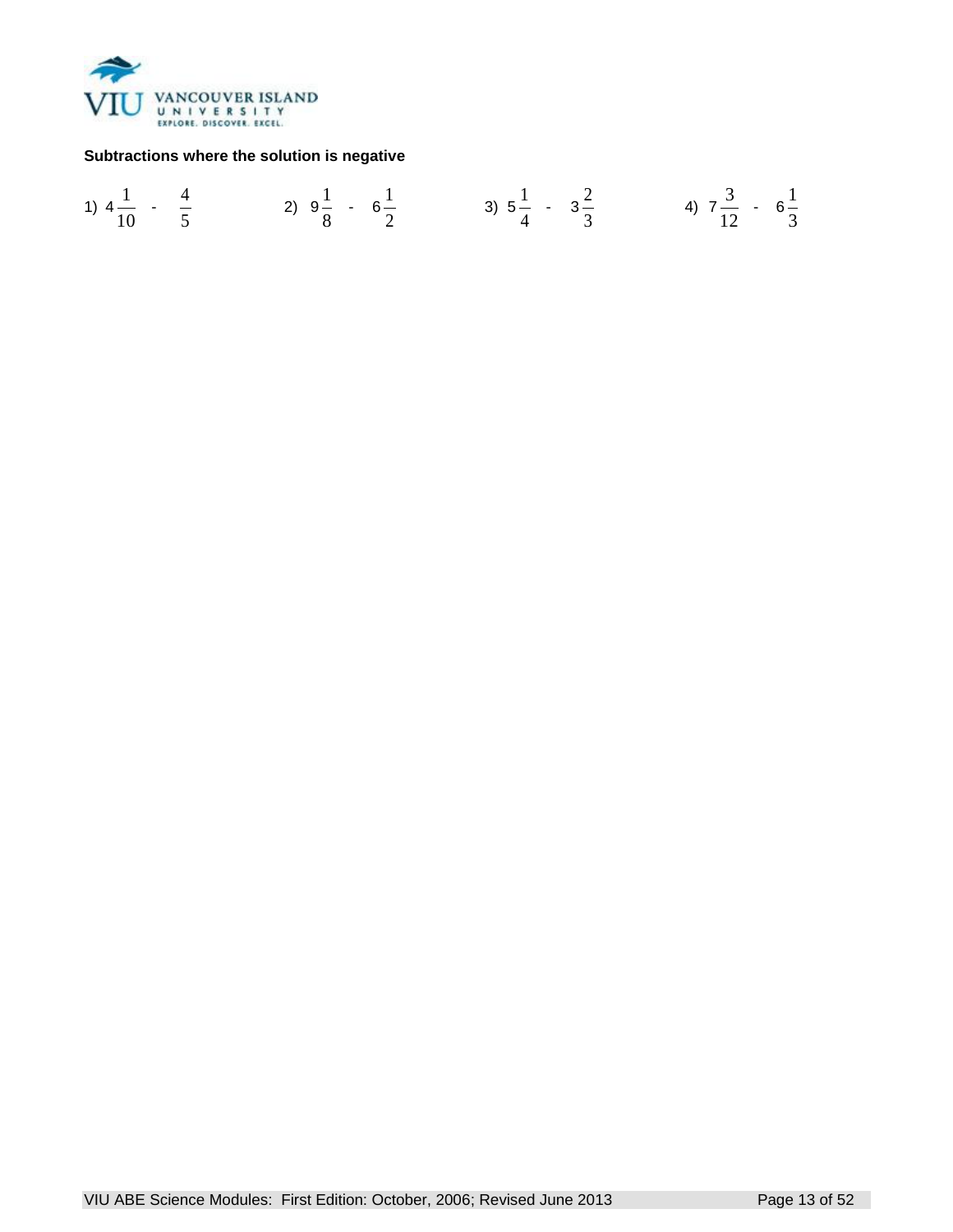**Subtractions where the solution is negative**

1) $4\frac{1}{10} - \frac{4}{5}$

2) $9\frac{1}{8} - 6\frac{1}{2}$

3) $5\frac{1}{4} - 3\frac{2}{3}$

4) $7\frac{3}{12} - 6\frac{1}{3}$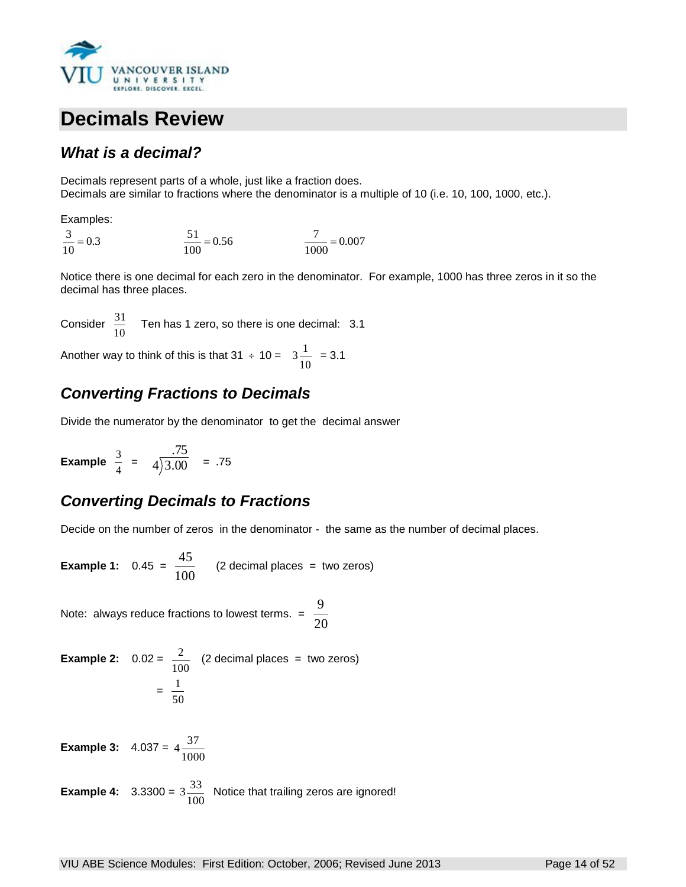# Decimals Review

## *What is a decimal?*

Decimals represent parts of a whole, just like a fraction does.
Decimals are similar to fractions where the denominator is a multiple of 10 (i.e. 10, 100, 1000, etc.).

Examples:

$\frac{3}{10} = 0.3$ $\frac{51}{100} = 0.56$ $\frac{7}{1000} = 0.007$

Notice there is one decimal for each zero in the denominator. For example, 1000 has three zeros in it so the decimal has three places.

Consider $\frac{31}{10}$ Ten has 1 zero, so there is one decimal: 3.1

Another way to think of this is that 31 ÷ 10 = $3\frac{1}{10}$ = 3.1

## *Converting Fractions to Decimals*

Divide the numerator by the denominator to get the decimal answer

**Example** $\frac{3}{4}$ = $4\overline{)3.00}$ with quotient $.75$ = .75

## *Converting Decimals to Fractions*

Decide on the number of zeros in the denominator - the same as the number of decimal places.

**Example 1:** 0.45 = $\frac{45}{100}$ (2 decimal places = two zeros)

Note: always reduce fractions to lowest terms. = $\frac{9}{20}$

**Example 2:** 0.02 = $\frac{2}{100}$ (2 decimal places = two zeros)

= $\frac{1}{50}$

**Example 3:** 4.037 = $4\frac{37}{1000}$

**Example 4:** 3.3300 = $3\frac{33}{100}$ Notice that trailing zeros are ignored!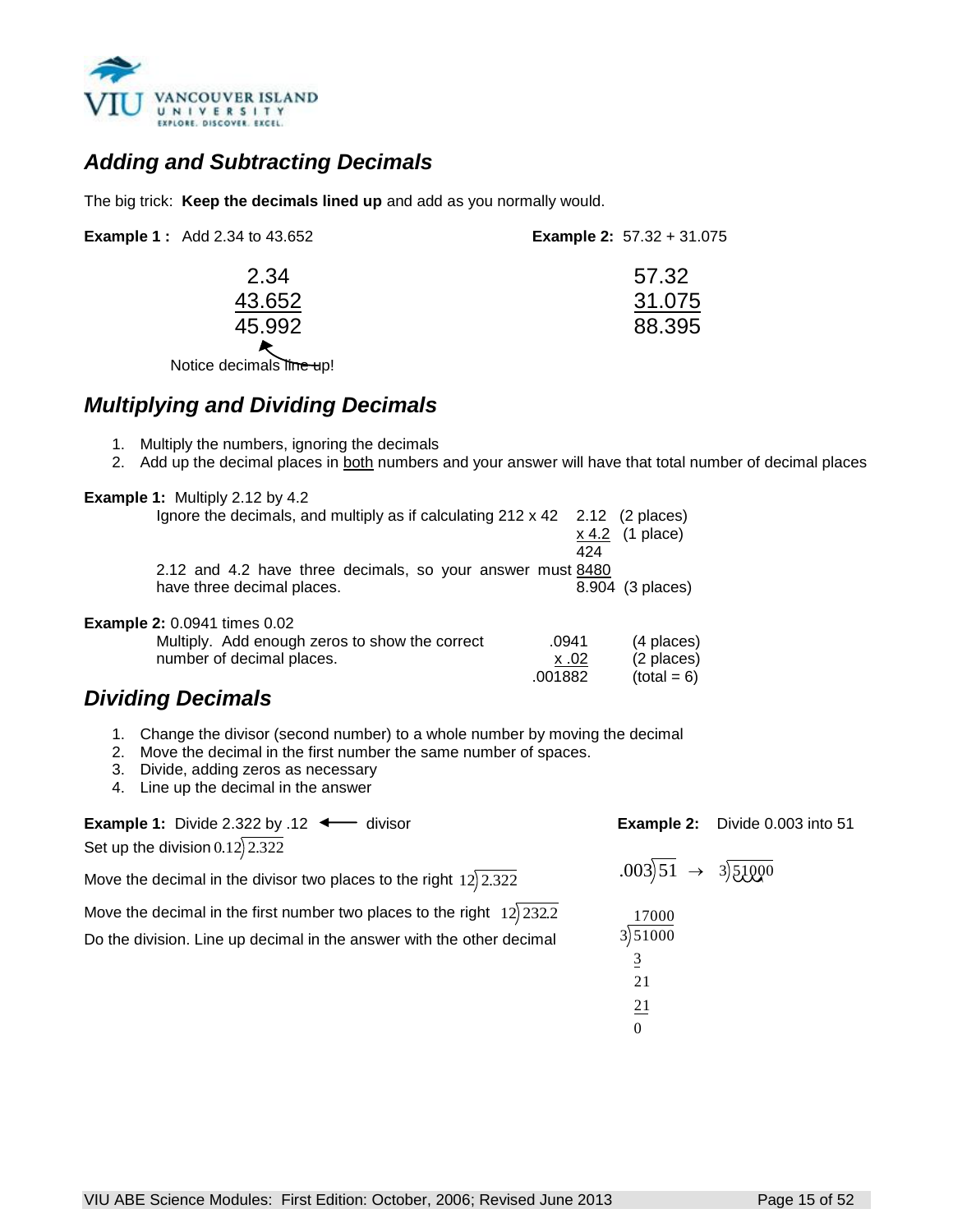## *Adding and Subtracting Decimals*

The big trick: **Keep the decimals lined up** and add as you normally would.

**Example 1 :** Add 2.34 to 43.652

$$\begin{array}{r} 2.34\phantom{0} \\ \underline{43.652} \\ 45.992 \end{array}$$

Notice decimals line up!

**Example 2:** 57.32 + 31.075

$$\begin{array}{r} 57.32\phantom{0} \\ \underline{31.075} \\ 88.395 \end{array}$$

## *Multiplying and Dividing Decimals*

1. Multiply the numbers, ignoring the decimals
2. Add up the decimal places in both numbers and your answer will have that total number of decimal places

**Example 1:** Multiply 2.12 by 4.2

Ignore the decimals, and multiply as if calculating 212 x 42

2.12 and 4.2 have three decimals, so your answer must have three decimal places.

$$\begin{array}{rl} 2.12 & \text{(2 places)} \\ \underline{\times\ 4.2} & \text{(1 place)} \\ 424 & \\ \underline{8480} & \\ 8.904 & \text{(3 places)} \end{array}$$

**Example 2:** 0.0941 times 0.02

Multiply. Add enough zeros to show the correct number of decimal places.

$$\begin{array}{rl} .0941 & \text{(4 places)} \\ \underline{\times\ .02} & \text{(2 places)} \\ .001882 & \text{(total = 6)} \end{array}$$

## *Dividing Decimals*

1. Change the divisor (second number) to a whole number by moving the decimal
2. Move the decimal in the first number the same number of spaces.
3. Divide, adding zeros as necessary
4. Line up the decimal in the answer

**Example 1:** Divide 2.322 by .12 ⟵ divisor

Set up the division $0.12\overline{)2.322}$

Move the decimal in the divisor two places to the right $12\overline{)2.322}$

Move the decimal in the first number two places to the right $12\overline{)232.2}$

Do the division. Line up decimal in the answer with the other decimal

**Example 2:** Divide 0.003 into 51

$$.003\overline{)51} \rightarrow 3\overline{)51000}$$

$$\begin{array}{r} 17000 \\ 3\overline{)51000} \\ \underline{3}\phantom{000} \\ 21\phantom{000} \\ \underline{21}\phantom{000} \\ 0\phantom{000} \end{array}$$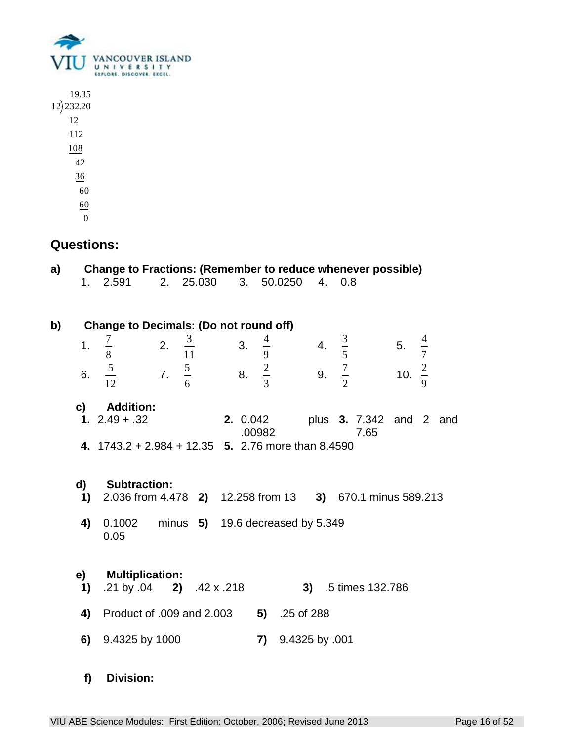$$
\begin{array}{r}
19.35 \\
12\overline{)232.20} \\
\underline{12} \\
112 \\
\underline{108} \\
42 \\
\underline{36} \\
60 \\
\underline{60} \\
0
\end{array}
$$

## Questions:

**a) Change to Fractions: (Remember to reduce whenever possible)**

1. 2.591  2. 25.030  3. 50.0250  4. 0.8

**b) Change to Decimals: (Do not round off)**

1. $\frac{7}{8}$  2. $\frac{3}{11}$  3. $\frac{4}{9}$  4. $\frac{3}{5}$  5. $\frac{4}{7}$

6. $\frac{5}{12}$  7. $\frac{5}{6}$  8. $\frac{2}{3}$  9. $\frac{7}{2}$  10. $\frac{2}{9}$

**c) Addition:**

**1.** 2.49 + .32  **2.** 0.042 plus .00982  **3.** 7.342 and 2 and 7.65

**4.** 1743.2 + 2.984 + 12.35  **5.** 2.76 more than 8.4590

**d) Subtraction:**

**1)** 2.036 from 4.478  **2)** 12.258 from 13  **3)** 670.1 minus 589.213

**4)** 0.1002 minus 0.05  **5)** 19.6 decreased by 5.349

**e) Multiplication:**

**1)** .21 by .04  **2)** .42 x .218  **3)** .5 times 132.786

**4)** Product of .009 and 2.003  **5)** .25 of 288

**6)** 9.4325 by 1000  **7)** 9.4325 by .001

**f) Division:**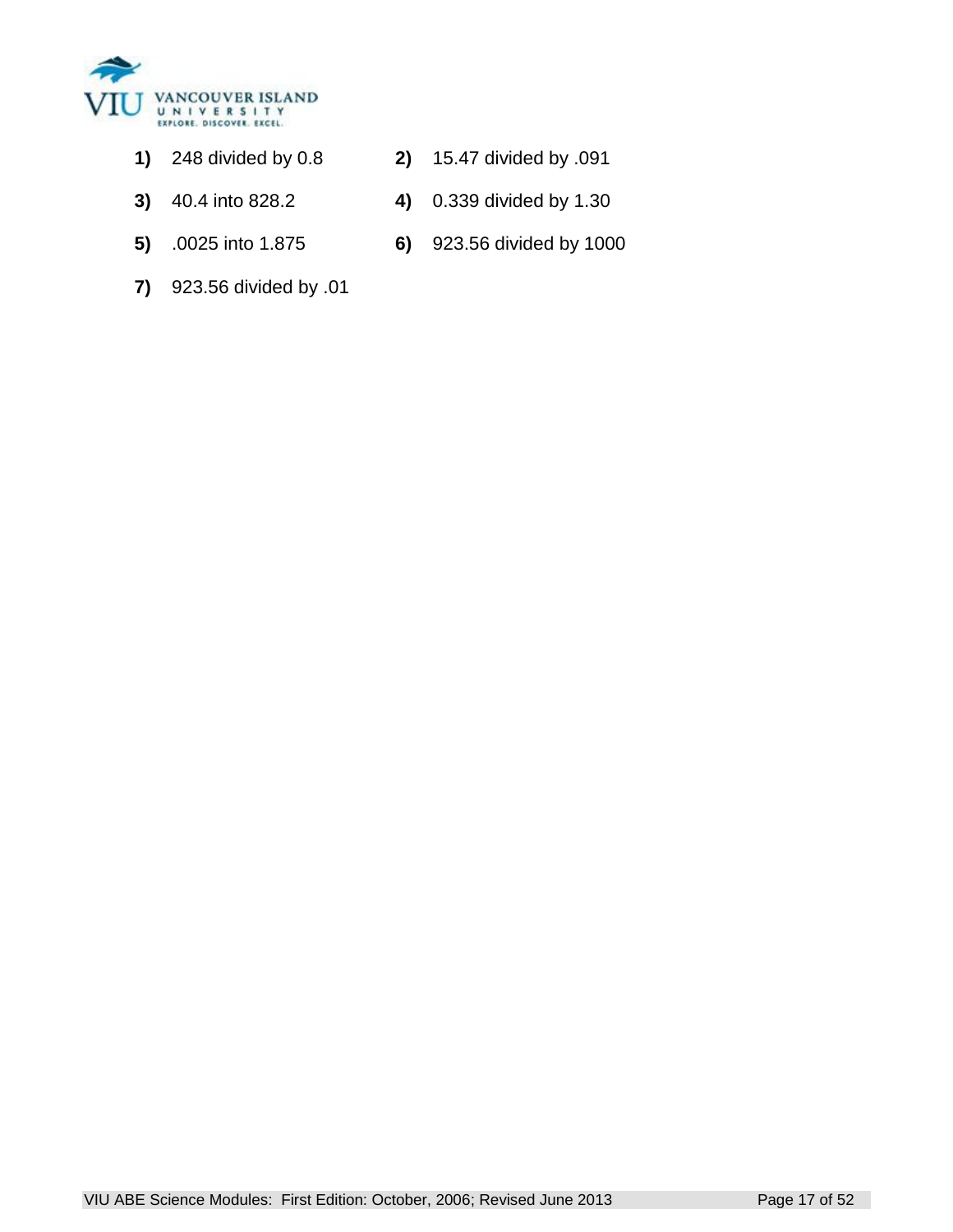**1)** 248 divided by 0.8

**2)** 15.47 divided by .091

**3)** 40.4 into 828.2

**4)** 0.339 divided by 1.30

**5)** .0025 into 1.875

**6)** 923.56 divided by 1000

**7)** 923.56 divided by .01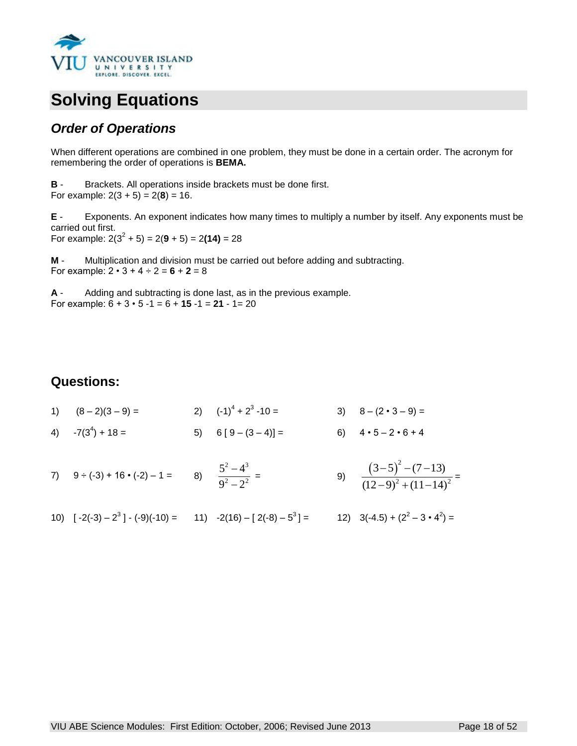# Solving Equations

## *Order of Operations*

When different operations are combined in one problem, they must be done in a certain order. The acronym for remembering the order of operations is **BEMA.**

**B** - Brackets. All operations inside brackets must be done first.
For example: 2(3 + 5) = 2(**8**) = 16.

**E** - Exponents. An exponent indicates how many times to multiply a number by itself. Any exponents must be carried out first.
For example: $2(3^2 + 5) = 2(\mathbf{9} + 5) = 2(\mathbf{14}) = 28$

**M** - Multiplication and division must be carried out before adding and subtracting.
For example: 2 • 3 + 4 ÷ 2 = **6** + **2** = 8

**A** - Adding and subtracting is done last, as in the previous example.
For example: 6 + 3 • 5 -1 = 6 + **15** -1 = **21** - 1= 20

## Questions:

1) (8 – 2)(3 – 9) =

2) $(-1)^4 + 2^3 - 10 =$

3) 8 – (2 • 3 – 9) =

4) $-7(3^4) + 18 =$

5) 6 [ 9 – (3 – 4)] =

6) 4 • 5 – 2 • 6 + 4

7) 9 ÷ (-3) + 16 • (-2) – 1 =

8) $\dfrac{5^2 - 4^3}{9^2 - 2^2} =$

9) $\dfrac{(3-5)^2 - (7-13)}{(12-9)^2 + (11-14)^2} =$

10) $[-2(-3) - 2^3] - (-9)(-10) =$

11) $-2(16) - [2(-8) - 5^3] =$

12) $3(-4.5) + (2^2 - 3 \cdot 4^2) =$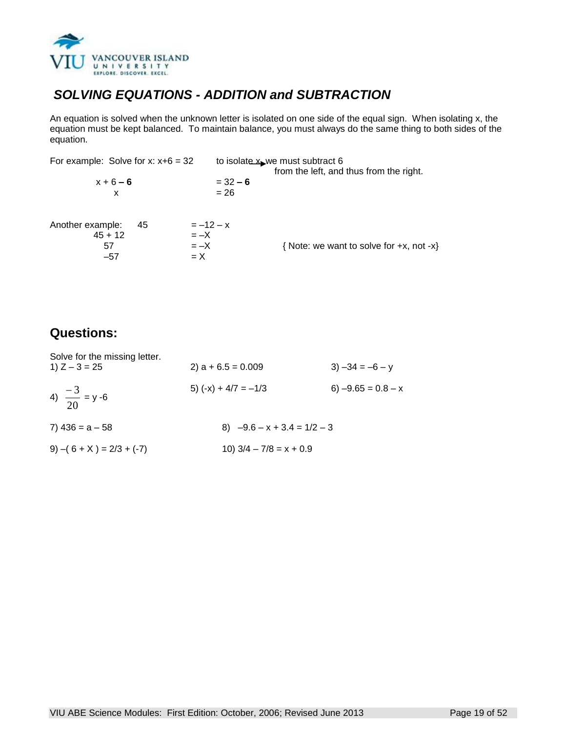## *SOLVING EQUATIONS - ADDITION and SUBTRACTION*

An equation is solved when the unknown letter is isolated on one side of the equal sign. When isolating x, the equation must be kept balanced. To maintain balance, you must always do the same thing to both sides of the equation.

For example: Solve for x: $x+6 = 32$ to isolate x, we must subtract 6 from the left, and thus from the right.

$$x + 6 \mathbf{- 6} = 32 \mathbf{- 6}$$

$$x = 26$$

Another example:

$$45 = -12 - x$$

$$45 + 12 = -X$$

$$57 = -X \qquad \text{\{ Note: we want to solve for +x, not -x\}}$$

$$-57 = X$$

## Questions:

Solve for the missing letter.

1) $Z - 3 = 25$

2) $a + 6.5 = 0.009$

3) $-34 = -6 - y$

4) $\dfrac{-3}{20} = y - 6$

5) $(-x) + 4/7 = -1/3$

6) $-9.65 = 0.8 - x$

7) $436 = a - 58$

8) $-9.6 - x + 3.4 = 1/2 - 3$

9) $-( 6 + X ) = 2/3 + (-7)$

10) $3/4 - 7/8 = x + 0.9$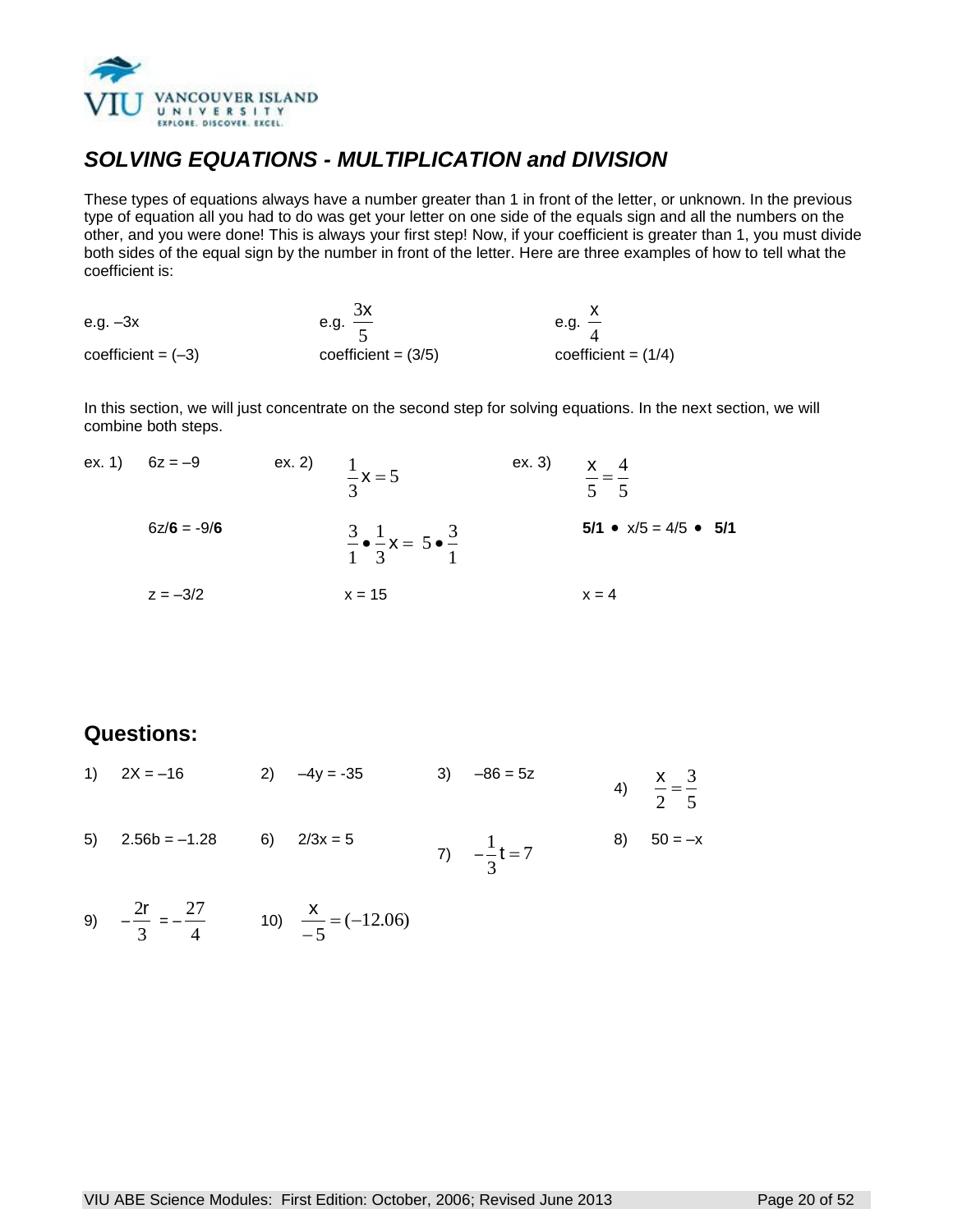## *SOLVING EQUATIONS - MULTIPLICATION and DIVISION*

These types of equations always have a number greater than 1 in front of the letter, or unknown. In the previous type of equation all you had to do was get your letter on one side of the equals sign and all the numbers on the other, and you were done! This is always your first step! Now, if your coefficient is greater than 1, you must divide both sides of the equal sign by the number in front of the letter. Here are three examples of how to tell what the coefficient is:

| | | |
|---|---|---|
| e.g. $-3x$ | e.g. $\frac{3x}{5}$ | e.g. $\frac{x}{4}$ |
| coefficient = $(-3)$ | coefficient = $(3/5)$ | coefficient = $(1/4)$ |

In this section, we will just concentrate on the second step for solving equations. In the next section, we will combine both steps.

ex. 1)

$6z = -9$

$6z/\mathbf{6} = -9/\mathbf{6}$

$z = -3/2$

ex. 2)

$\frac{1}{3}x = 5$

$\frac{3}{1} \bullet \frac{1}{3}x = 5 \bullet \frac{3}{1}$

$x = 15$

ex. 3)

$\frac{x}{5} = \frac{4}{5}$

$\mathbf{5/1} \bullet x/5 = 4/5 \bullet \mathbf{5/1}$

$x = 4$

## Questions:

1) $2X = -16$

2) $-4y = -35$

3) $-86 = 5z$

4) $\frac{x}{2} = \frac{3}{5}$

5) $2.56b = -1.28$

6) $2/3x = 5$

7) $-\frac{1}{3}t = 7$

8) $50 = -x$

9) $-\frac{2r}{3} = -\frac{27}{4}$

10) $\frac{x}{-5} = (-12.06)$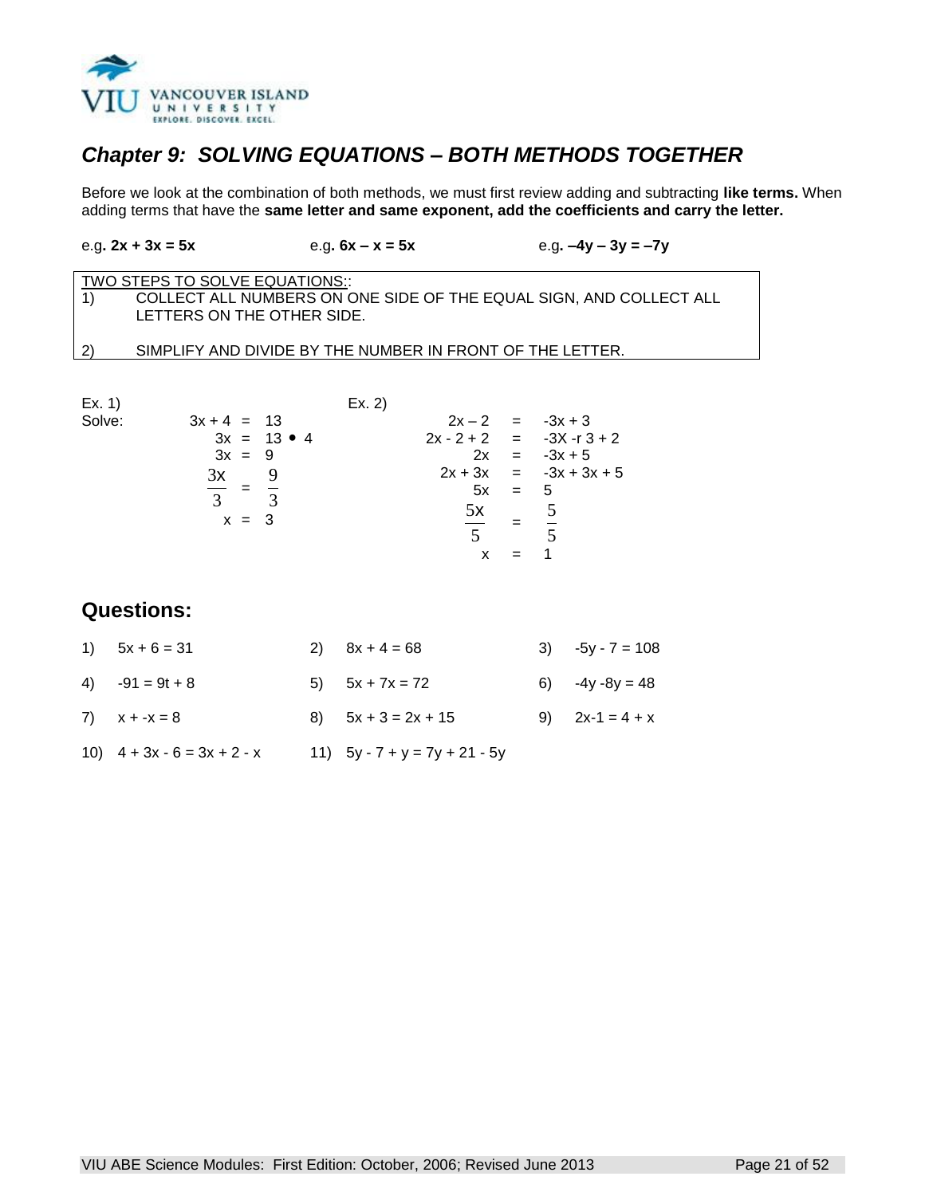## Chapter 9: SOLVING EQUATIONS – BOTH METHODS TOGETHER

Before we look at the combination of both methods, we must first review adding and subtracting **like terms.** When adding terms that have the **same letter and same exponent, add the coefficients and carry the letter.**

e.g. $\mathbf{2x + 3x = 5x}$ e.g. $\mathbf{6x - x = 5x}$ e.g. $\mathbf{-4y - 3y = -7y}$

TWO STEPS TO SOLVE EQUATIONS::

1) COLLECT ALL NUMBERS ON ONE SIDE OF THE EQUAL SIGN, AND COLLECT ALL LETTERS ON THE OTHER SIDE.

2) SIMPLIFY AND DIVIDE BY THE NUMBER IN FRONT OF THE LETTER.

Ex. 1)

Solve:

$$3x + 4 = 13$$
$$3x = 13 \bullet 4$$
$$3x = 9$$
$$\frac{3x}{3} = \frac{9}{3}$$
$$x = 3$$

Ex. 2)

$$2x - 2 = -3x + 3$$
$$2x - 2 + 2 = -3X \text{ -r } 3 + 2$$
$$2x = -3x + 5$$
$$2x + 3x = -3x + 3x + 5$$
$$5x = 5$$
$$\frac{5x}{5} = \frac{5}{5}$$
$$x = 1$$

## Questions:

1) $5x + 6 = 31$

2) $8x + 4 = 68$

3) $-5y - 7 = 108$

4) $-91 = 9t + 8$

5) $5x + 7x = 72$

6) $-4y - 8y = 48$

7) $x + -x = 8$

8) $5x + 3 = 2x + 15$

9) $2x - 1 = 4 + x$

10) $4 + 3x - 6 = 3x + 2 - x$

11) $5y - 7 + y = 7y + 21 - 5y$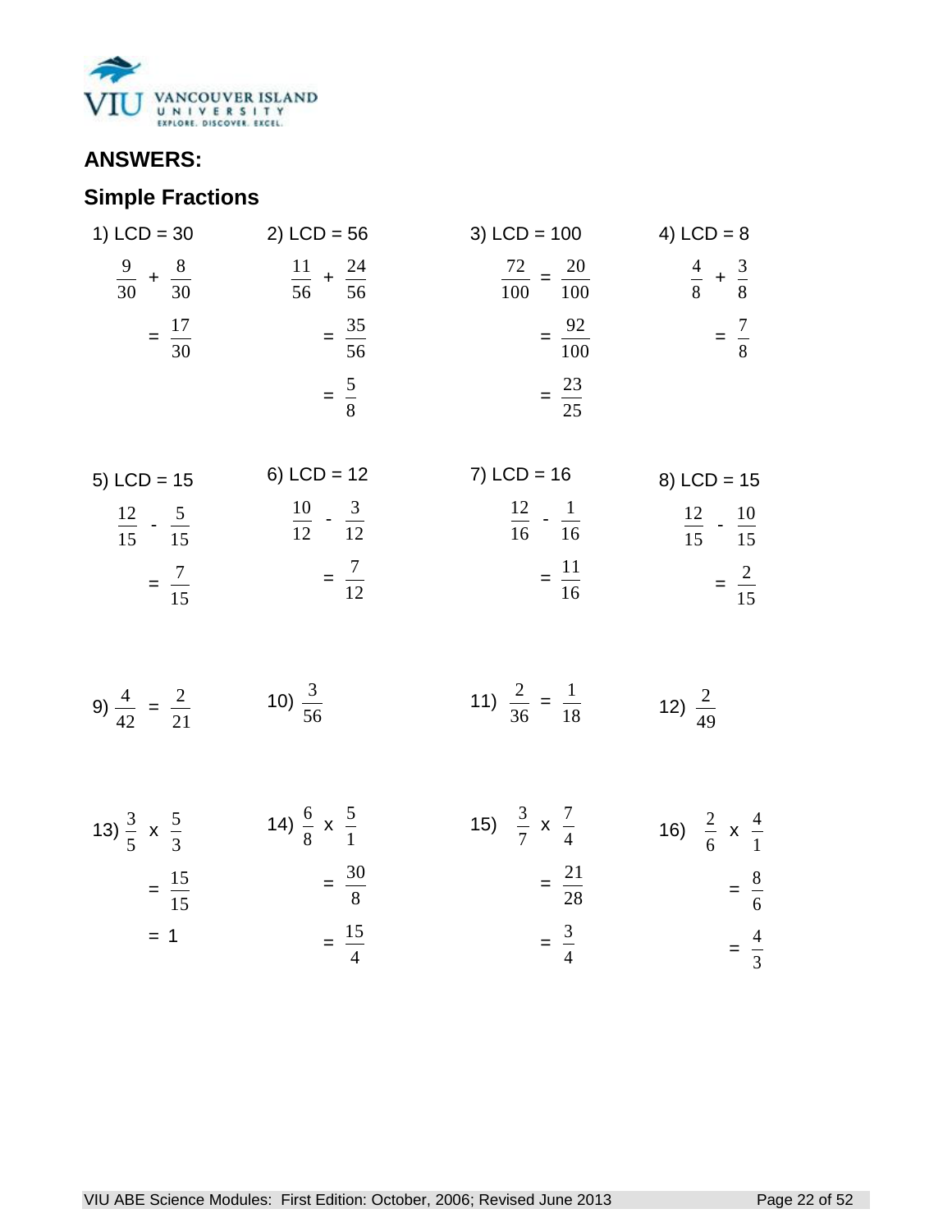## ANSWERS:

### Simple Fractions

1) LCD = 30

$$\frac{9}{30} + \frac{8}{30}$$

$$= \frac{17}{30}$$

2) LCD = 56

$$\frac{11}{56} + \frac{24}{56}$$

$$= \frac{35}{56}$$

$$= \frac{5}{8}$$

3) LCD = 100

$$\frac{72}{100} = \frac{20}{100}$$

$$= \frac{92}{100}$$

$$= \frac{23}{25}$$

4) LCD = 8

$$\frac{4}{8} + \frac{3}{8}$$

$$= \frac{7}{8}$$

5) LCD = 15

$$\frac{12}{15} - \frac{5}{15}$$

$$= \frac{7}{15}$$

6) LCD = 12

$$\frac{10}{12} - \frac{3}{12}$$

$$= \frac{7}{12}$$

7) LCD = 16

$$\frac{12}{16} - \frac{1}{16}$$

$$= \frac{11}{16}$$

8) LCD = 15

$$\frac{12}{15} - \frac{10}{15}$$

$$= \frac{2}{15}$$

9) $\frac{4}{42} = \frac{2}{21}$

10) $\frac{3}{56}$

11) $\frac{2}{36} = \frac{1}{18}$

12) $\frac{2}{49}$

13) $\frac{3}{5} \times \frac{5}{3}$

$$= \frac{15}{15}$$

$$= 1$$

14) $\frac{6}{8} \times \frac{5}{1}$

$$= \frac{30}{8}$$

$$= \frac{15}{4}$$

15) $\frac{3}{7} \times \frac{7}{4}$

$$= \frac{21}{28}$$

$$= \frac{3}{4}$$

16) $\frac{2}{6} \times \frac{4}{1}$

$$= \frac{8}{6}$$

$$= \frac{4}{3}$$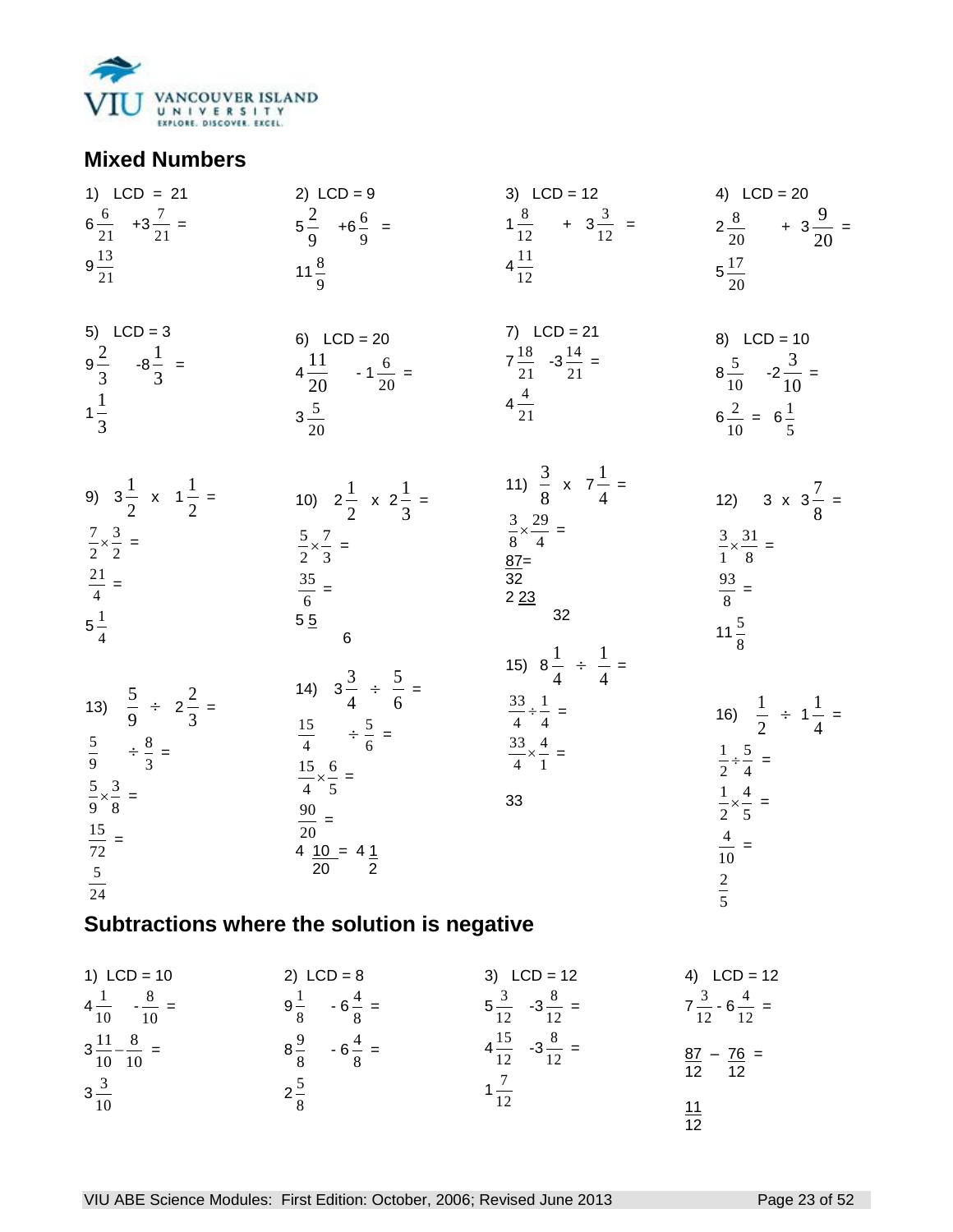## Mixed Numbers

1) LCD = 21

$6\frac{6}{21} + 3\frac{7}{21} =$

$9\frac{13}{21}$

2) LCD = 9

$5\frac{2}{9} + 6\frac{6}{9} =$

$11\frac{8}{9}$

3) LCD = 12

$1\frac{8}{12} + 3\frac{3}{12} =$

$4\frac{11}{12}$

4) LCD = 20

$2\frac{8}{20} + 3\frac{9}{20} =$

$5\frac{17}{20}$

5) LCD = 3

$9\frac{2}{3} - 8\frac{1}{3} =$

$1\frac{1}{3}$

6) LCD = 20

$4\frac{11}{20} - 1\frac{6}{20} =$

$3\frac{5}{20}$

7) LCD = 21

$7\frac{18}{21} - 3\frac{14}{21} =$

$4\frac{4}{21}$

8) LCD = 10

$8\frac{5}{10} - 2\frac{3}{10} =$

$6\frac{2}{10} = 6\frac{1}{5}$

9) $3\frac{1}{2} \times 1\frac{1}{2} =$

$\frac{7}{2} \times \frac{3}{2} =$

$\frac{21}{4} =$

$5\frac{1}{4}$

10) $2\frac{1}{2} \times 2\frac{1}{3} =$

$\frac{5}{2} \times \frac{7}{3} =$

$\frac{35}{6} =$

$5\frac{5}{6}$

11) $\frac{3}{8} \times 7\frac{1}{4} =$

$\frac{3}{8} \times \frac{29}{4} =$

$\frac{87}{32} =$

$2\frac{23}{32}$

12) $3 \times 3\frac{7}{8} =$

$\frac{3}{1} \times \frac{31}{8} =$

$\frac{93}{8} =$

$11\frac{5}{8}$

13) $\frac{5}{9} \div 2\frac{2}{3} =$

$\frac{5}{9} \div \frac{8}{3} =$

$\frac{5}{9} \times \frac{3}{8} =$

$\frac{15}{72} =$

$\frac{5}{24}$

14) $3\frac{3}{4} \div \frac{5}{6} =$

$\frac{15}{4} \div \frac{5}{6} =$

$\frac{15}{4} \times \frac{6}{5} =$

$\frac{90}{20} =$

$4\frac{10}{20} = 4\frac{1}{2}$

15) $8\frac{1}{4} \div \frac{1}{4} =$

$\frac{33}{4} \div \frac{1}{4} =$

$\frac{33}{4} \times \frac{4}{1} =$

33

16) $\frac{1}{2} \div 1\frac{1}{4} =$

$\frac{1}{2} \div \frac{5}{4} =$

$\frac{1}{2} \times \frac{4}{5} =$

$\frac{4}{10} =$

$\frac{2}{5}$

## Subtractions where the solution is negative

1) LCD = 10

$4\frac{1}{10} - \frac{8}{10} =$

$3\frac{11}{10} - \frac{8}{10} =$

$3\frac{3}{10}$

2) LCD = 8

$9\frac{1}{8} - 6\frac{4}{8} =$

$8\frac{9}{8} - 6\frac{4}{8} =$

$2\frac{5}{8}$

3) LCD = 12

$5\frac{3}{12} - 3\frac{8}{12} =$

$4\frac{15}{12} - 3\frac{8}{12} =$

$1\frac{7}{12}$

4) LCD = 12

$7\frac{3}{12} - 6\frac{4}{12} =$

$\frac{87}{12} - \frac{76}{12} =$

$\frac{11}{12}$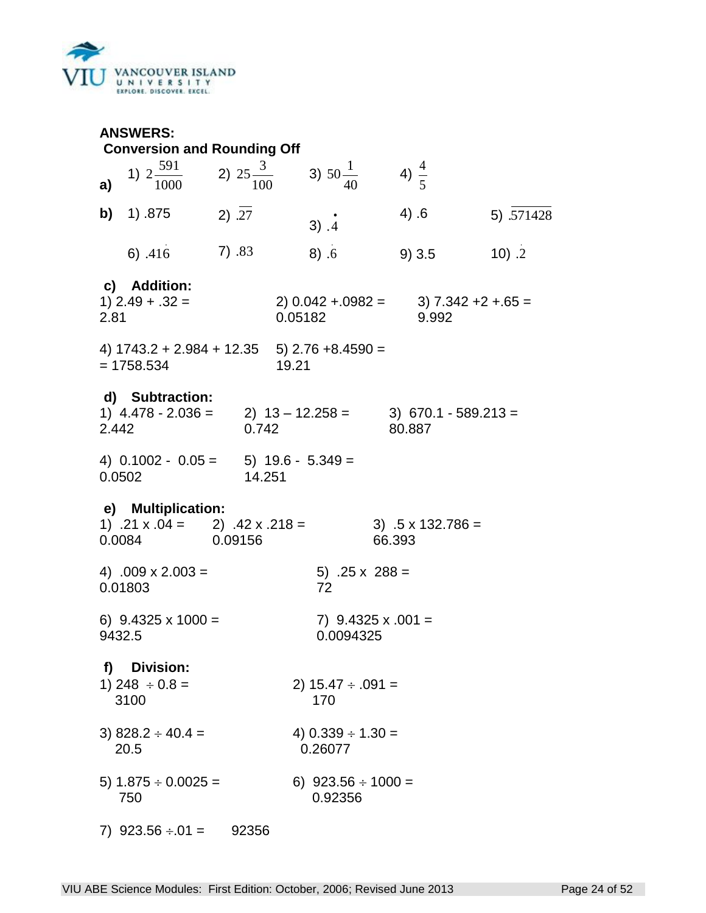**ANSWERS:**

**Conversion and Rounding Off**

**a)** 1) $2\frac{591}{1000}$  2) $25\frac{3}{100}$  3) $50\frac{1}{40}$  4) $\frac{4}{5}$

**b)** 1) .875  2) $.\overline{27}$  3) $.\dot{4}$  4) .6  5) $.\overline{571428}$

6) $.41\dot{6}$  7) .83  8) $.\dot{6}$  9) 3.5  10) $.\dot{2}$

**c) Addition:**

1) 2.49 + .32 = 2.81

2) 0.042 +.0982 = 0.05182

3) 7.342 +2 +.65 = 9.992

4) 1743.2 + 2.984 + 12.35 = 1758.534

5) 2.76 +8.4590 = 19.21

**d) Subtraction:**

1) 4.478 - 2.036 = 2.442

2) 13 – 12.258 = 0.742

3) 670.1 - 589.213 = 80.887

4) 0.1002 - 0.05 = 0.0502

5) 19.6 - 5.349 = 14.251

**e) Multiplication:**

1) .21 x .04 = 0.0084

2) .42 x .218 = 0.09156

3) .5 x 132.786 = 66.393

4) .009 x 2.003 = 0.01803

5) .25 x 288 = 72

6) 9.4325 x 1000 = 9432.5

7) 9.4325 x .001 = 0.0094325

**f) Division:**

1) 248 ÷ 0.8 = 3100

2) 15.47 ÷ .091 = 170

3) 828.2 ÷ 40.4 = 20.5

4) 0.339 ÷ 1.30 = 0.26077

5) 1.875 ÷ 0.0025 = 750

6) 923.56 ÷ 1000 = 0.92356

7) 923.56 ÷.01 = 92356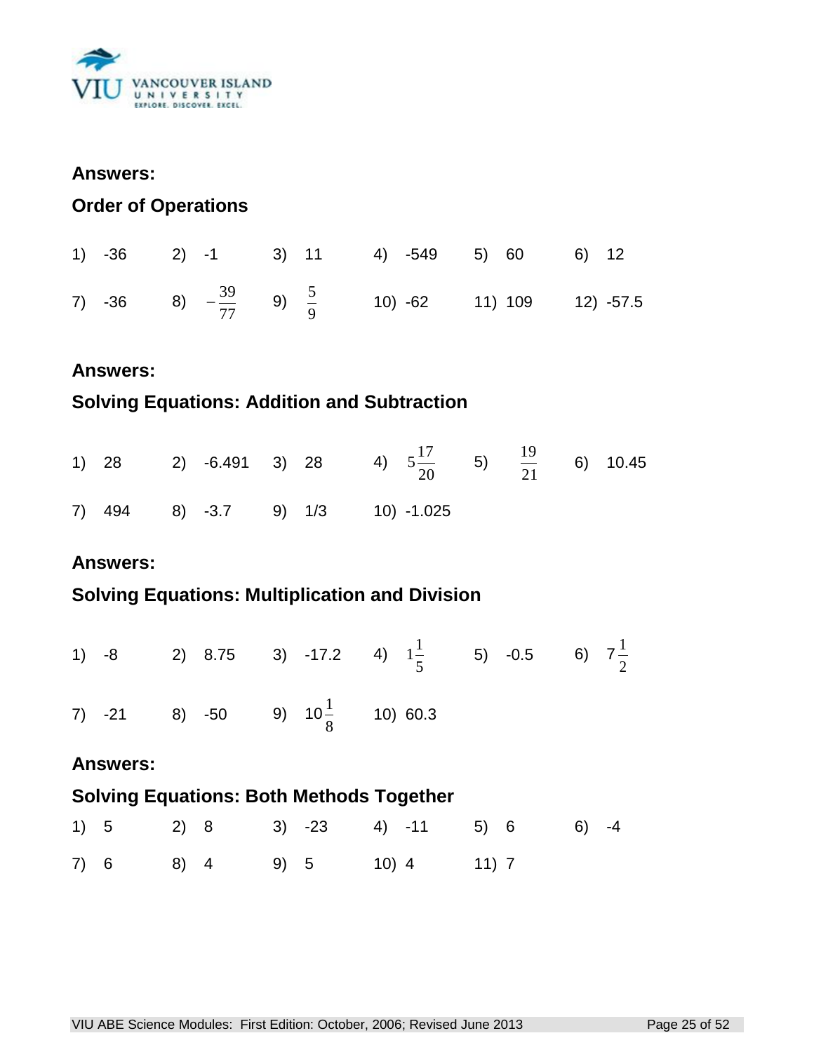## Answers:

### Order of Operations

| | | | | | |
|---|---|---|---|---|---|
| 1) -36 | 2) -1 | 3) 11 | 4) -549 | 5) 60 | 6) 12 |
| 7) -36 | 8) $-\frac{39}{77}$ | 9) $\frac{5}{9}$ | 10) -62 | 11) 109 | 12) -57.5 |

## Answers:

### Solving Equations: Addition and Subtraction

| | | | | | |
|---|---|---|---|---|---|
| 1) 28 | 2) -6.491 | 3) 28 | 4) $5\frac{17}{20}$ | 5) $\frac{19}{21}$ | 6) 10.45 |
| 7) 494 | 8) -3.7 | 9) 1/3 | 10) -1.025 | | |

## Answers:

### Solving Equations: Multiplication and Division

| | | | | | |
|---|---|---|---|---|---|
| 1) -8 | 2) 8.75 | 3) -17.2 | 4) $1\frac{1}{5}$ | 5) -0.5 | 6) $7\frac{1}{2}$ |
| 7) -21 | 8) -50 | 9) $10\frac{1}{8}$ | 10) 60.3 | | |

## Answers:

### Solving Equations: Both Methods Together

| | | | | | |
|---|---|---|---|---|---|
| 1) 5 | 2) 8 | 3) -23 | 4) -11 | 5) 6 | 6) -4 |
| 7) 6 | 8) 4 | 9) 5 | 10) 4 | 11) 7 | |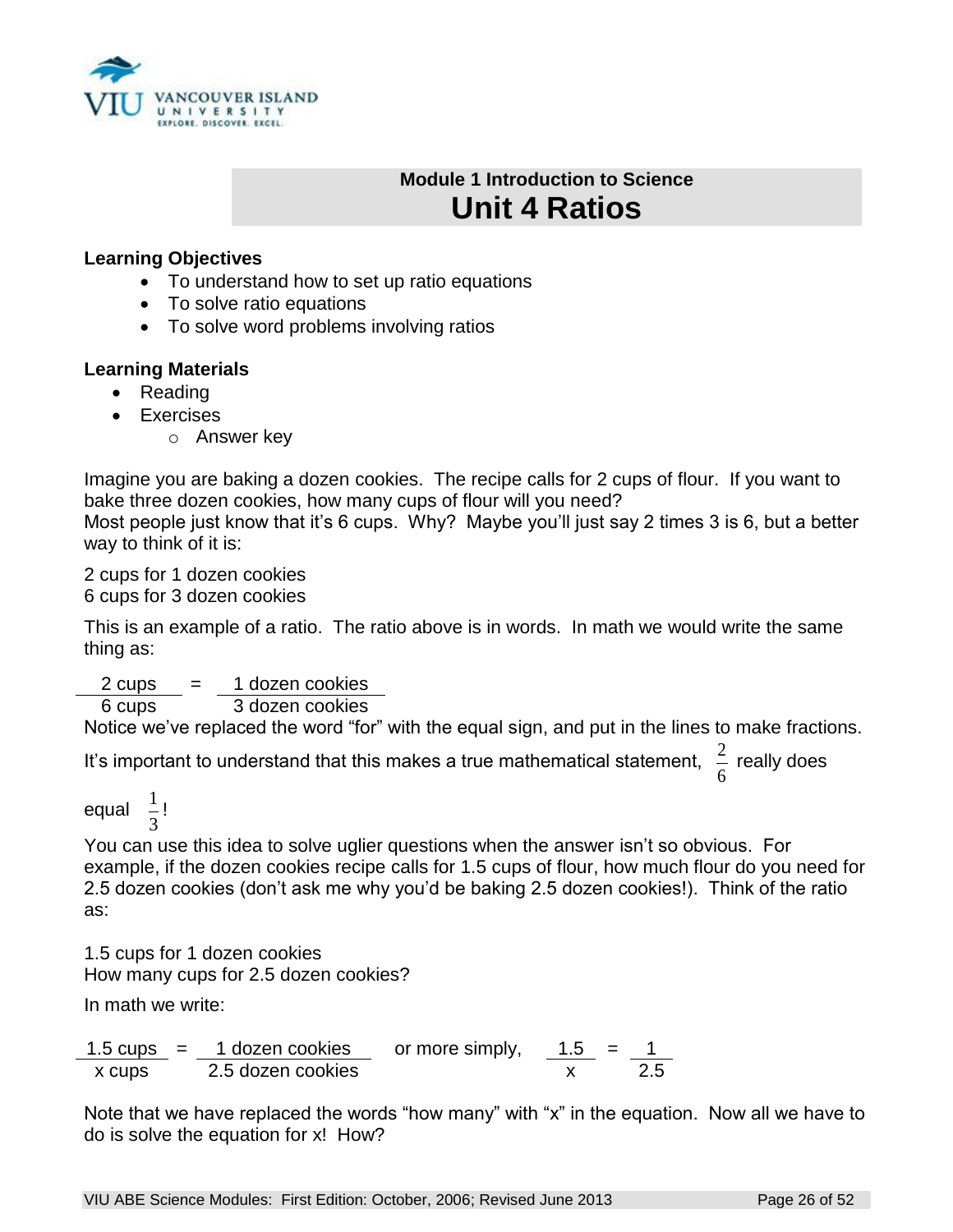## Module 1 Introduction to Science
# Unit 4 Ratios

**Learning Objectives**

- To understand how to set up ratio equations
- To solve ratio equations
- To solve word problems involving ratios

**Learning Materials**

- Reading
- Exercises
  - Answer key

Imagine you are baking a dozen cookies. The recipe calls for 2 cups of flour. If you want to bake three dozen cookies, how many cups of flour will you need?
Most people just know that it's 6 cups. Why? Maybe you'll just say 2 times 3 is 6, but a better way to think of it is:

2 cups for 1 dozen cookies
6 cups for 3 dozen cookies

This is an example of a ratio. The ratio above is in words. In math we would write the same thing as:

$$\frac{2 \text{ cups}}{6 \text{ cups}} = \frac{1 \text{ dozen cookies}}{3 \text{ dozen cookies}}$$

Notice we've replaced the word "for" with the equal sign, and put in the lines to make fractions.

It's important to understand that this makes a true mathematical statement, $\frac{2}{6}$ really does equal $\frac{1}{3}$!

You can use this idea to solve uglier questions when the answer isn't so obvious. For example, if the dozen cookies recipe calls for 1.5 cups of flour, how much flour do you need for 2.5 dozen cookies (don't ask me why you'd be baking 2.5 dozen cookies!). Think of the ratio as:

1.5 cups for 1 dozen cookies
How many cups for 2.5 dozen cookies?

In math we write:

$$\frac{1.5 \text{ cups}}{x \text{ cups}} = \frac{1 \text{ dozen cookies}}{2.5 \text{ dozen cookies}} \quad \text{or more simply,} \quad \frac{1.5}{x} = \frac{1}{2.5}$$

Note that we have replaced the words "how many" with "x" in the equation. Now all we have to do is solve the equation for x! How?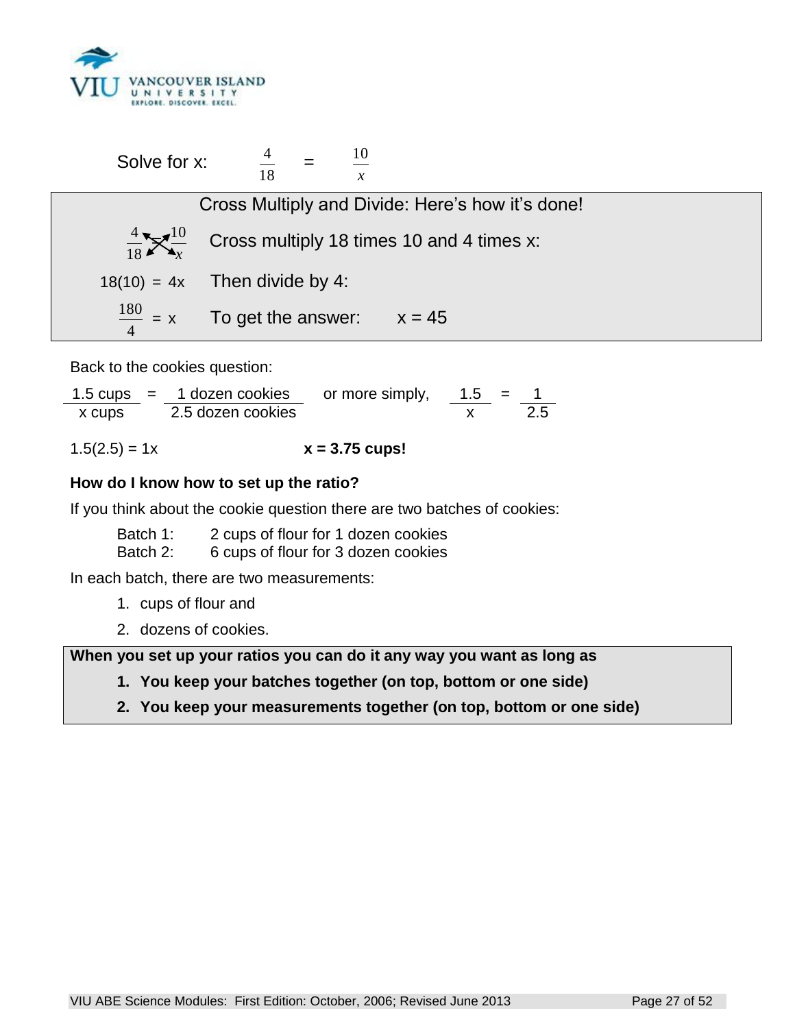Solve for x: $\frac{4}{18} = \frac{10}{x}$

**Cross Multiply and Divide: Here's how it's done!**

$\frac{4}{18} \times \frac{10}{x}$ Cross multiply 18 times 10 and 4 times x:

$18(10) = 4x$ Then divide by 4:

$\frac{180}{4} = x$ To get the answer: $x = 45$

Back to the cookies question:

$$\frac{1.5 \text{ cups}}{x \text{ cups}} = \frac{1 \text{ dozen cookies}}{2.5 \text{ dozen cookies}} \quad \text{or more simply,} \quad \frac{1.5}{x} = \frac{1}{2.5}$$

$1.5(2.5) = 1x$ **x = 3.75 cups!**

**How do I know how to set up the ratio?**

If you think about the cookie question there are two batches of cookies:

Batch 1: 2 cups of flour for 1 dozen cookies
Batch 2: 6 cups of flour for 3 dozen cookies

In each batch, there are two measurements:

1. cups of flour and
2. dozens of cookies.

**When you set up your ratios you can do it any way you want as long as**

1. **You keep your batches together (on top, bottom or one side)**
2. **You keep your measurements together (on top, bottom or one side)**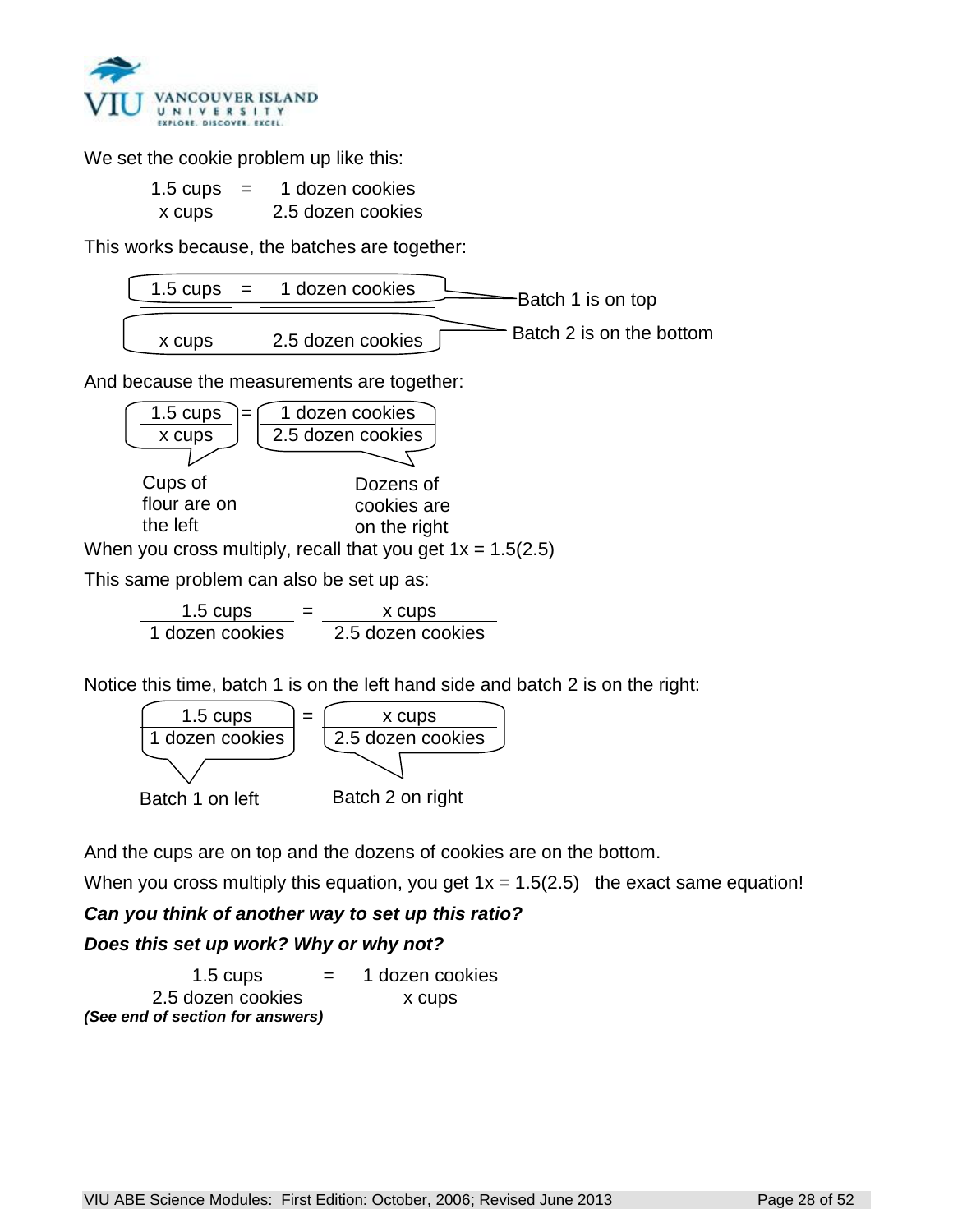We set the cookie problem up like this:

$$\frac{1.5 \text{ cups}}{x \text{ cups}} = \frac{1 \text{ dozen cookies}}{2.5 \text{ dozen cookies}}$$

This works because, the batches are together:

$$\frac{1.5 \text{ cups}}{x \text{ cups}} = \frac{1 \text{ dozen cookies}}{2.5 \text{ dozen cookies}}$$

Batch 1 is on top

Batch 2 is on the bottom

And because the measurements are together:

$$\frac{1.5 \text{ cups}}{x \text{ cups}} = \frac{1 \text{ dozen cookies}}{2.5 \text{ dozen cookies}}$$

Cups of flour are on the left

Dozens of cookies are on the right

When you cross multiply, recall that you get $1x = 1.5(2.5)$

This same problem can also be set up as:

$$\frac{1.5 \text{ cups}}{1 \text{ dozen cookies}} = \frac{x \text{ cups}}{2.5 \text{ dozen cookies}}$$

Notice this time, batch 1 is on the left hand side and batch 2 is on the right:

$$\frac{1.5 \text{ cups}}{1 \text{ dozen cookies}} = \frac{x \text{ cups}}{2.5 \text{ dozen cookies}}$$

Batch 1 on left

Batch 2 on right

And the cups are on top and the dozens of cookies are on the bottom.

When you cross multiply this equation, you get $1x = 1.5(2.5)$ the exact same equation!

***Can you think of another way to set up this ratio?***

***Does this set up work? Why or why not?***

$$\frac{1.5 \text{ cups}}{2.5 \text{ dozen cookies}} = \frac{1 \text{ dozen cookies}}{x \text{ cups}}$$

***(See end of section for answers)***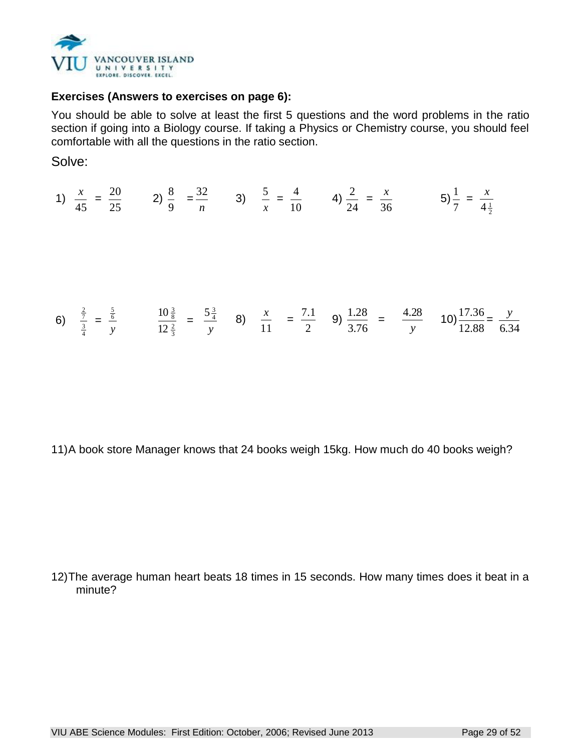**Exercises (Answers to exercises on page 6):**

You should be able to solve at least the first 5 questions and the word problems in the ratio section if going into a Biology course. If taking a Physics or Chemistry course, you should feel comfortable with all the questions in the ratio section.

Solve:

1) $\frac{x}{45} = \frac{20}{25}$ 2) $\frac{8}{9} = \frac{32}{n}$ 3) $\frac{5}{x} = \frac{4}{10}$ 4) $\frac{2}{24} = \frac{x}{36}$ 5) $\frac{1}{7} = \frac{x}{4\frac{1}{2}}$

6) $\frac{\frac{2}{7}}{\frac{3}{4}} = \frac{\frac{5}{6}}{y}$ $\frac{10\frac{3}{8}}{12\frac{2}{3}} = \frac{5\frac{3}{4}}{y}$ 8) $\frac{x}{11} = \frac{7.1}{2}$ 9) $\frac{1.28}{3.76} = \frac{4.28}{y}$ 10) $\frac{17.36}{12.88} = \frac{y}{6.34}$

11) A book store Manager knows that 24 books weigh 15kg. How much do 40 books weigh?

12) The average human heart beats 18 times in 15 seconds. How many times does it beat in a minute?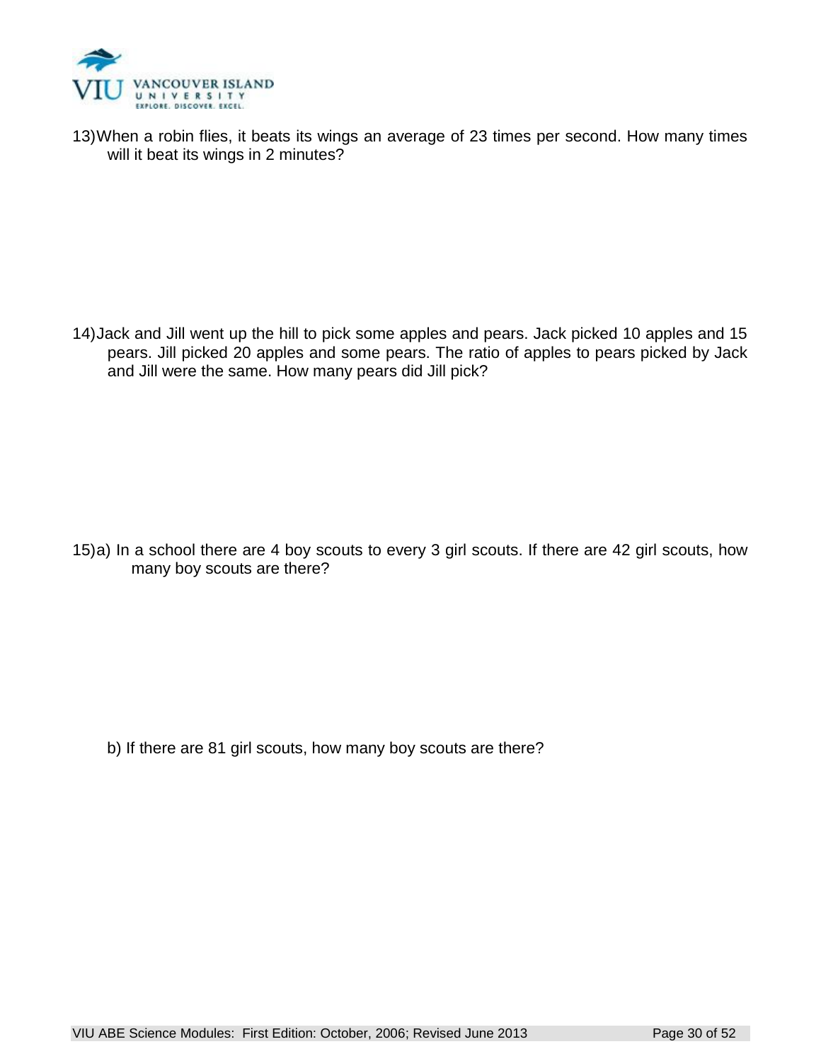13) When a robin flies, it beats its wings an average of 23 times per second. How many times will it beat its wings in 2 minutes?

14) Jack and Jill went up the hill to pick some apples and pears. Jack picked 10 apples and 15 pears. Jill picked 20 apples and some pears. The ratio of apples to pears picked by Jack and Jill were the same. How many pears did Jill pick?

15) a) In a school there are 4 boy scouts to every 3 girl scouts. If there are 42 girl scouts, how many boy scouts are there?

b) If there are 81 girl scouts, how many boy scouts are there?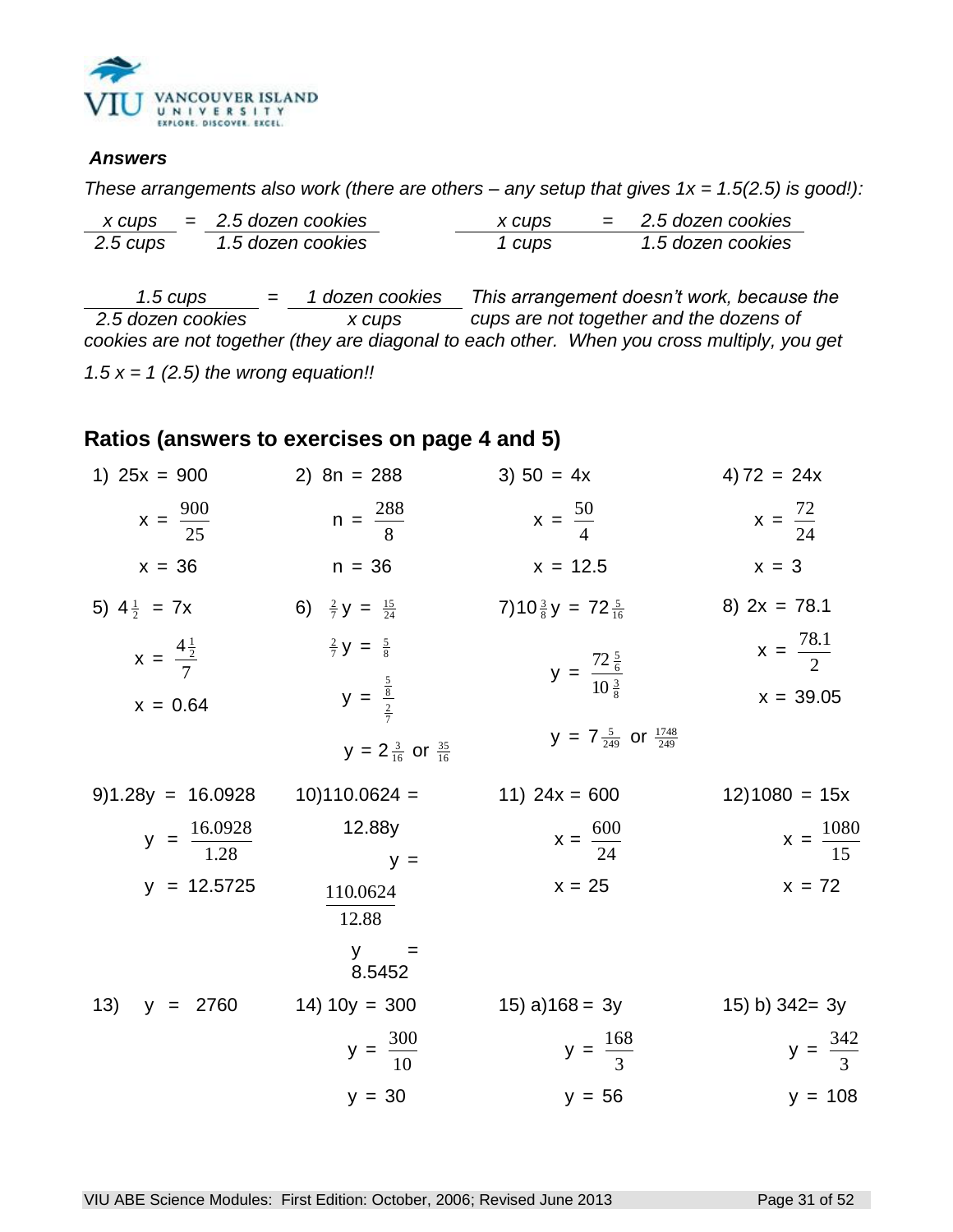***Answers***

*These arrangements also work (there are others – any setup that gives 1x = 1.5(2.5) is good!):*

$$\frac{x \text{ cups}}{2.5 \text{ cups}} = \frac{2.5 \text{ dozen cookies}}{1.5 \text{ dozen cookies}} \qquad \frac{x \text{ cups}}{1 \text{ cups}} = \frac{2.5 \text{ dozen cookies}}{1.5 \text{ dozen cookies}}$$

$$\frac{1.5 \text{ cups}}{2.5 \text{ dozen cookies}} = \frac{1 \text{ dozen cookies}}{x \text{ cups}}$$

*This arrangement doesn't work, because the cups are not together and the dozens of cookies are not together (they are diagonal to each other. When you cross multiply, you get 1.5 x = 1 (2.5) the wrong equation!!*

## Ratios (answers to exercises on page 4 and 5)

1) $25x = 900$

$x = \frac{900}{25}$

$x = 36$

2) $8n = 288$

$n = \frac{288}{8}$

$n = 36$

3) $50 = 4x$

$x = \frac{50}{4}$

$x = 12.5$

4) $72 = 24x$

$x = \frac{72}{24}$

$x = 3$

5) $4\frac{1}{2} = 7x$

$x = \frac{4\frac{1}{2}}{7}$

$x = 0.64$

6) $\frac{2}{7}y = \frac{15}{24}$

$\frac{2}{7}y = \frac{5}{8}$

$y = \frac{\frac{5}{8}}{\frac{2}{7}}$

$y = 2\frac{3}{16}$ or $\frac{35}{16}$

7) $10\frac{3}{8}y = 72\frac{5}{16}$

$y = \frac{72\frac{5}{6}}{10\frac{3}{8}}$

$y = 7\frac{5}{249}$ or $\frac{1748}{249}$

8) $2x = 78.1$

$x = \frac{78.1}{2}$

$x = 39.05$

9) $1.28y = 16.0928$

$y = \frac{16.0928}{1.28}$

$y = 12.5725$

10) $110.0624 = 12.88y$

$y = \frac{110.0624}{12.88}$

$y = 8.5452$

11) $24x = 600$

$x = \frac{600}{24}$

$x = 25$

12) $1080 = 15x$

$x = \frac{1080}{15}$

$x = 72$

13) $y = 2760$

14) $10y = 300$

$y = \frac{300}{10}$

$y = 30$

15) a) $168 = 3y$

$y = \frac{168}{3}$

$y = 56$

15) b) $342 = 3y$

$y = \frac{342}{3}$

$y = 108$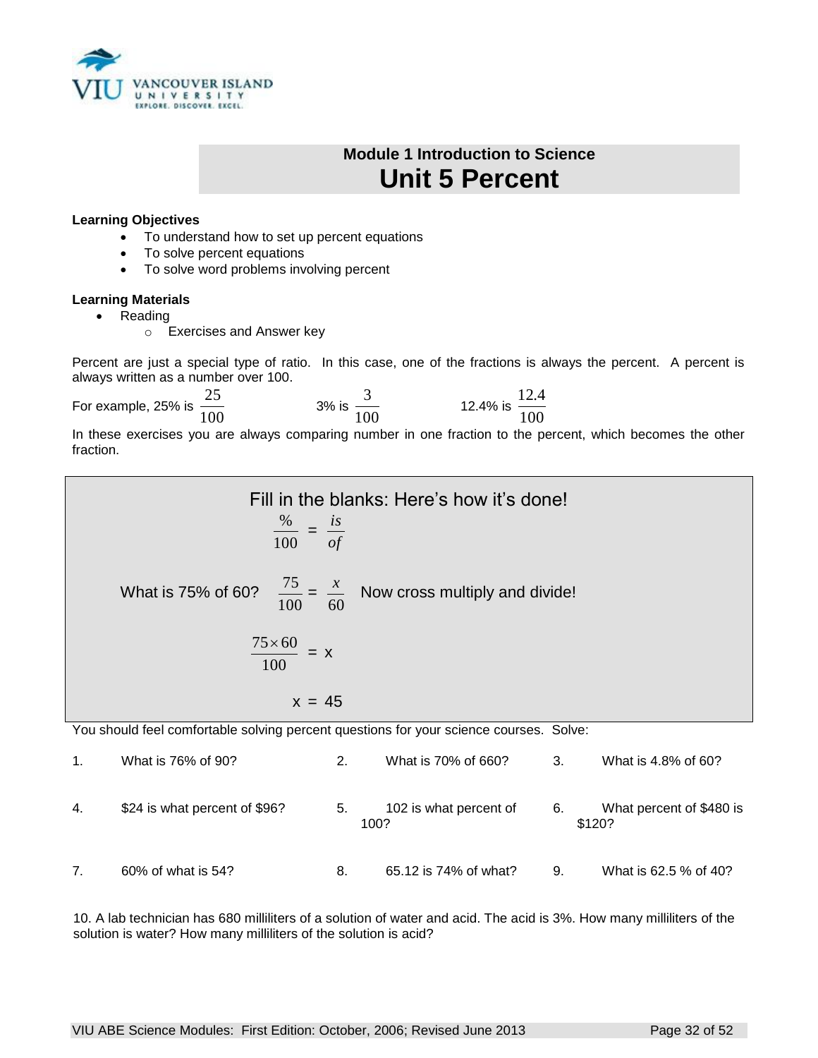## Module 1 Introduction to Science

# Unit 5 Percent

**Learning Objectives**

- To understand how to set up percent equations
- To solve percent equations
- To solve word problems involving percent

**Learning Materials**

- Reading
  - Exercises and Answer key

Percent are just a special type of ratio. In this case, one of the fractions is always the percent. A percent is always written as a number over 100.

For example, 25% is $\frac{25}{100}$ 3% is $\frac{3}{100}$ 12.4% is $\frac{12.4}{100}$

In these exercises you are always comparing number in one fraction to the percent, which becomes the other fraction.

**Fill in the blanks: Here's how it's done!**

$$\frac{\%}{100} = \frac{is}{of}$$

What is 75% of 60? $\frac{75}{100} = \frac{x}{60}$ Now cross multiply and divide!

$$\frac{75 \times 60}{100} = x$$

$$x = 45$$

You should feel comfortable solving percent questions for your science courses. Solve:

1. What is 76% of 90?
2. What is 70% of 660?
3. What is 4.8% of 60?
4. \$24 is what percent of \$96?
5. 102 is what percent of 100?
6. What percent of \$480 is \$120?
7. 60% of what is 54?
8. 65.12 is 74% of what?
9. What is 62.5 % of 40?

10. A lab technician has 680 milliliters of a solution of water and acid. The acid is 3%. How many milliliters of the solution is water? How many milliliters of the solution is acid?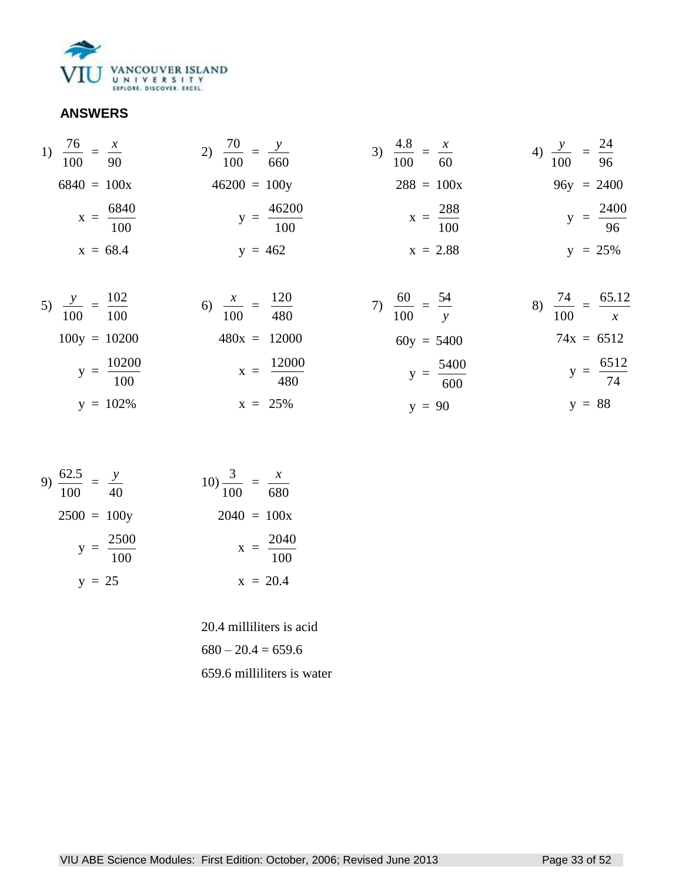## ANSWERS

1) $\frac{76}{100} = \frac{x}{90}$

$6840 = 100x$

$x = \frac{6840}{100}$

$x = 68.4$

2) $\frac{70}{100} = \frac{y}{660}$

$46200 = 100y$

$y = \frac{46200}{100}$

$y = 462$

3) $\frac{4.8}{100} = \frac{x}{60}$

$288 = 100x$

$x = \frac{288}{100}$

$x = 2.88$

4) $\frac{y}{100} = \frac{24}{96}$

$96y = 2400$

$y = \frac{2400}{96}$

$y = 25\%$

5) $\frac{y}{100} = \frac{102}{100}$

$100y = 10200$

$y = \frac{10200}{100}$

$y = 102\%$

6) $\frac{x}{100} = \frac{120}{480}$

$480x = 12000$

$x = \frac{12000}{480}$

$x = 25\%$

7) $\frac{60}{100} = \frac{54}{y}$

$60y = 5400$

$y = \frac{5400}{600}$

$y = 90$

8) $\frac{74}{100} = \frac{65.12}{x}$

$74x = 6512$

$y = \frac{6512}{74}$

$y = 88$

9) $\frac{62.5}{100} = \frac{y}{40}$

$2500 = 100y$

$y = \frac{2500}{100}$

$y = 25$

10) $\frac{3}{100} = \frac{x}{680}$

$2040 = 100x$

$x = \frac{2040}{100}$

$x = 20.4$

20.4 milliliters is acid

$680 – 20.4 = 659.6$

659.6 milliliters is water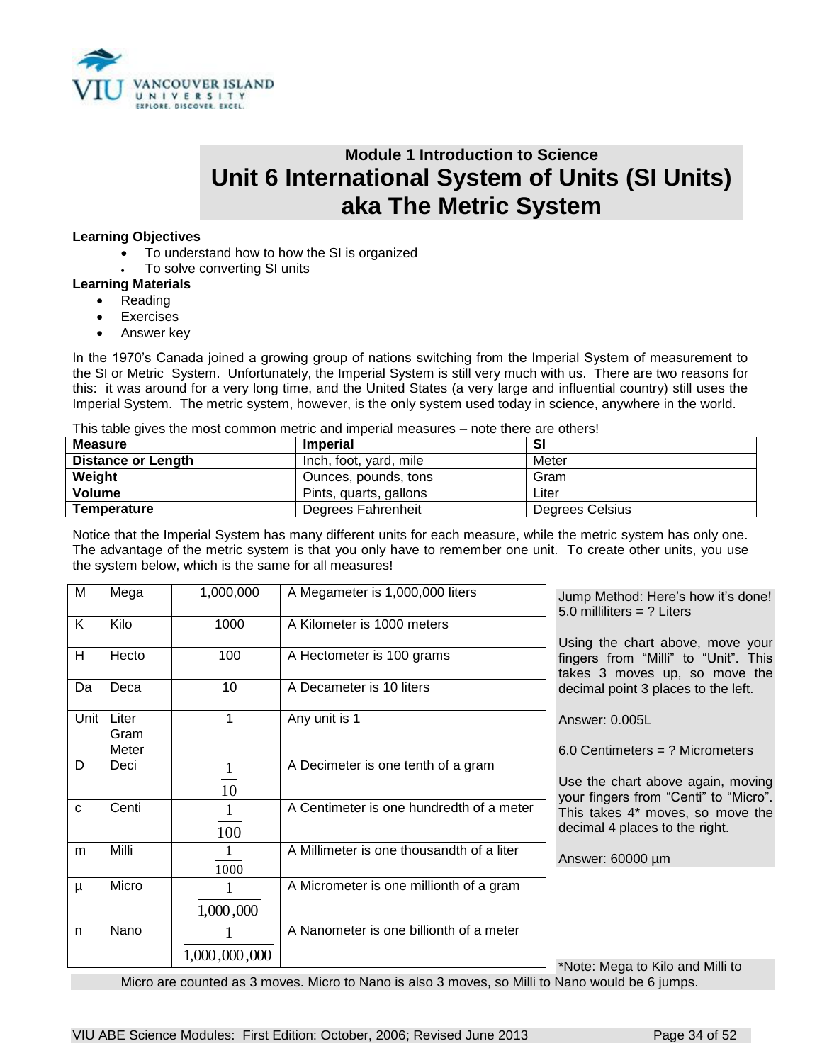## Module 1 Introduction to Science

# Unit 6 International System of Units (SI Units) aka The Metric System

**Learning Objectives**

- To understand how to how the SI is organized
- To solve converting SI units

**Learning Materials**

- Reading
- Exercises
- Answer key

In the 1970's Canada joined a growing group of nations switching from the Imperial System of measurement to the SI or Metric System. Unfortunately, the Imperial System is still very much with us. There are two reasons for this: it was around for a very long time, and the United States (a very large and influential country) still uses the Imperial System. The metric system, however, is the only system used today in science, anywhere in the world.

This table gives the most common metric and imperial measures – note there are others!

| Measure | Imperial | SI |
|---|---|---|
| **Distance or Length** | Inch, foot, yard, mile | Meter |
| **Weight** | Ounces, pounds, tons | Gram |
| **Volume** | Pints, quarts, gallons | Liter |
| **Temperature** | Degrees Fahrenheit | Degrees Celsius |

Notice that the Imperial System has many different units for each measure, while the metric system has only one. The advantage of the metric system is that you only have to remember one unit. To create other units, you use the system below, which is the same for all measures!

| | | | |
|---|---|---|---|
| M | Mega | 1,000,000 | A Megameter is 1,000,000 liters |
| K | Kilo | 1000 | A Kilometer is 1000 meters |
| H | Hecto | 100 | A Hectometer is 100 grams |
| Da | Deca | 10 | A Decameter is 10 liters |
| Unit | Liter Gram Meter | 1 | Any unit is 1 |
| D | Deci | $\frac{1}{10}$ | A Decimeter is one tenth of a gram |
| c | Centi | $\frac{1}{100}$ | A Centimeter is one hundredth of a meter |
| m | Milli | $\frac{1}{1000}$ | A Millimeter is one thousandth of a liter |
| μ | Micro | $\frac{1}{1,000,000}$ | A Micrometer is one millionth of a gram |
| n | Nano | $\frac{1}{1,000,000,000}$ | A Nanometer is one billionth of a meter |

Jump Method: Here's how it's done!
5.0 milliliters = ? Liters

Using the chart above, move your fingers from "Milli" to "Unit". This takes 3 moves up, so move the decimal point 3 places to the left.

Answer: 0.005L

6.0 Centimeters = ? Micrometers

Use the chart above again, moving your fingers from "Centi" to "Micro". This takes 4* moves, so move the decimal 4 places to the right.

Answer: 60000 μm

*Note: Mega to Kilo and Milli to Micro are counted as 3 moves. Micro to Nano is also 3 moves, so Milli to Nano would be 6 jumps.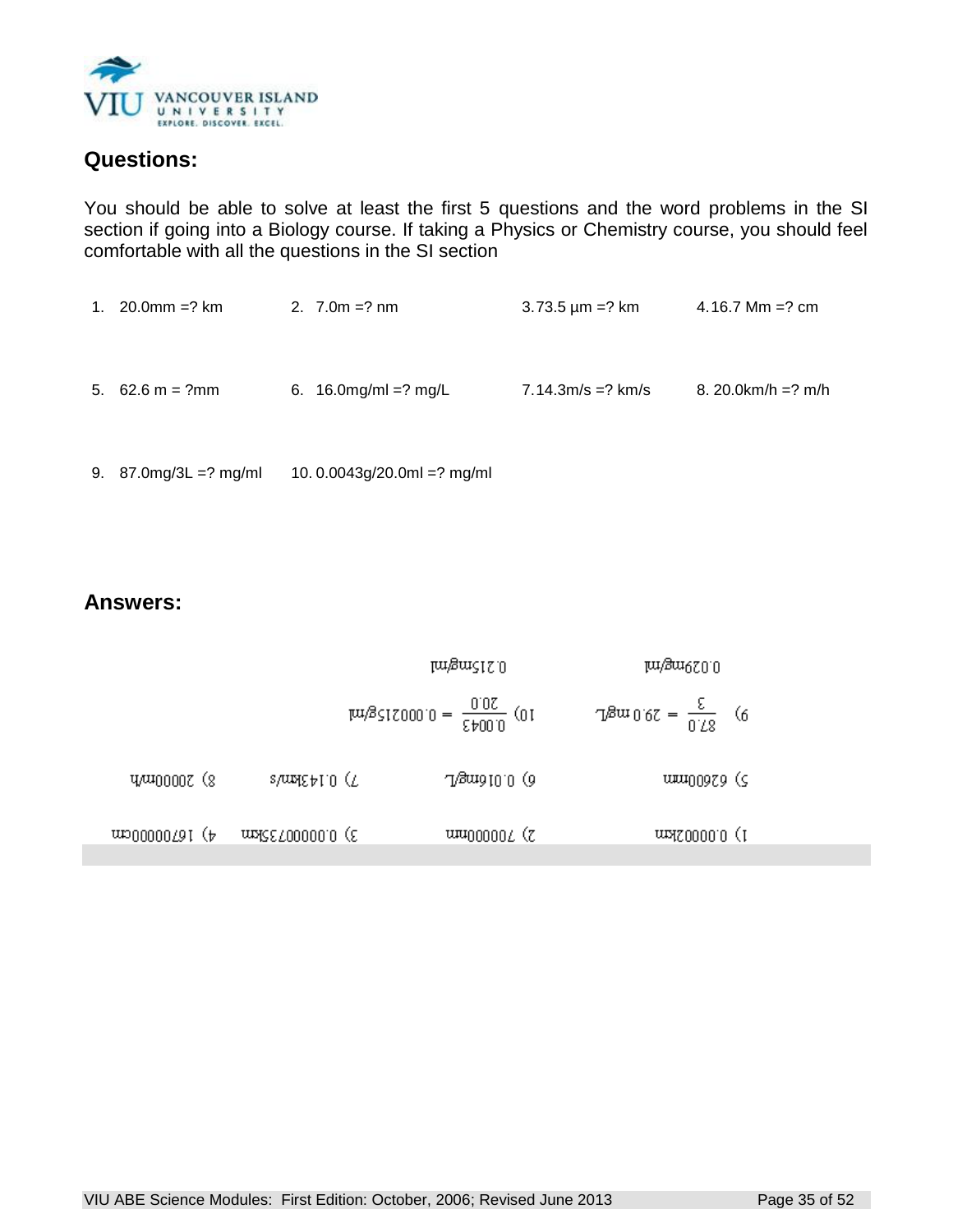## Questions:

You should be able to solve at least the first 5 questions and the word problems in the SI section if going into a Biology course. If taking a Physics or Chemistry course, you should feel comfortable with all the questions in the SI section

1. 20.0mm =? km
2. 7.0m =? nm
3. 73.5 μm =? km
4. 16.7 Mm =? cm
5. 62.6 m = ?mm
6. 16.0mg/ml =? mg/L
7. 14.3m/s =? km/s
8. 20.0km/h =? m/h
9. 87.0mg/3L =? mg/ml
10. 0.0043g/20.0ml =? mg/ml

## Answers:

1) 0.00002km
2) 7000000nm
3) 0.0000735km
4) 1670000000cm
5) 62600mm
6) 0.016mg/L
7) 0.143km/s
8) 20000m/h
9) $\frac{87.0}{3}$ = 29.0 mg/L

   0.029mg/ml
10) $\frac{0.0043}{20.0}$ = 0.000215g/ml

   0.215mg/ml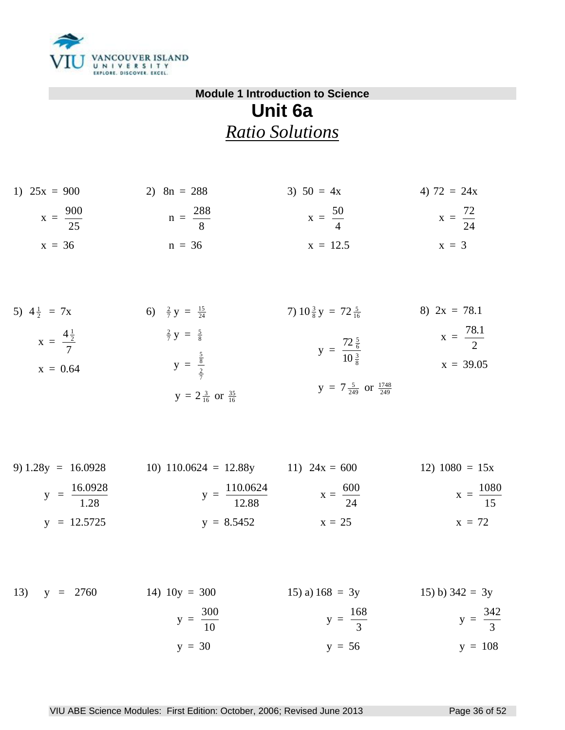**Module 1 Introduction to Science**

# Unit 6a

## *Ratio Solutions*

1) $25x = 900$

$$x = \frac{900}{25}$$

$$x = 36$$

2) $8n = 288$

$$n = \frac{288}{8}$$

$$n = 36$$

3) $50 = 4x$

$$x = \frac{50}{4}$$

$$x = 12.5$$

4) $72 = 24x$

$$x = \frac{72}{24}$$

$$x = 3$$

5) $4\frac{1}{2} = 7x$

$$x = \frac{4\frac{1}{2}}{7}$$

$$x = 0.64$$

6) $\frac{2}{7}y = \frac{15}{24}$

$$\frac{2}{7}y = \frac{5}{8}$$

$$y = \frac{\frac{5}{8}}{\frac{2}{7}}$$

$$y = 2\frac{3}{16} \text{ or } \frac{35}{16}$$

7) $10\frac{3}{8}y = 72\frac{5}{16}$

$$y = \frac{72\frac{5}{6}}{10\frac{3}{8}}$$

$$y = 7\frac{5}{249} \text{ or } \frac{1748}{249}$$

8) $2x = 78.1$

$$x = \frac{78.1}{2}$$

$$x = 39.05$$

9) $1.28y = 16.0928$

$$y = \frac{16.0928}{1.28}$$

$$y = 12.5725$$

10) $110.0624 = 12.88y$

$$y = \frac{110.0624}{12.88}$$

$$y = 8.5452$$

11) $24x = 600$

$$x = \frac{600}{24}$$

$$x = 25$$

12) $1080 = 15x$

$$x = \frac{1080}{15}$$

$$x = 72$$

13) $y = 2760$

14) $10y = 300$

$$y = \frac{300}{10}$$

$$y = 30$$

15) a) $168 = 3y$

$$y = \frac{168}{3}$$

$$y = 56$$

15) b) $342 = 3y$

$$y = \frac{342}{3}$$

$$y = 108$$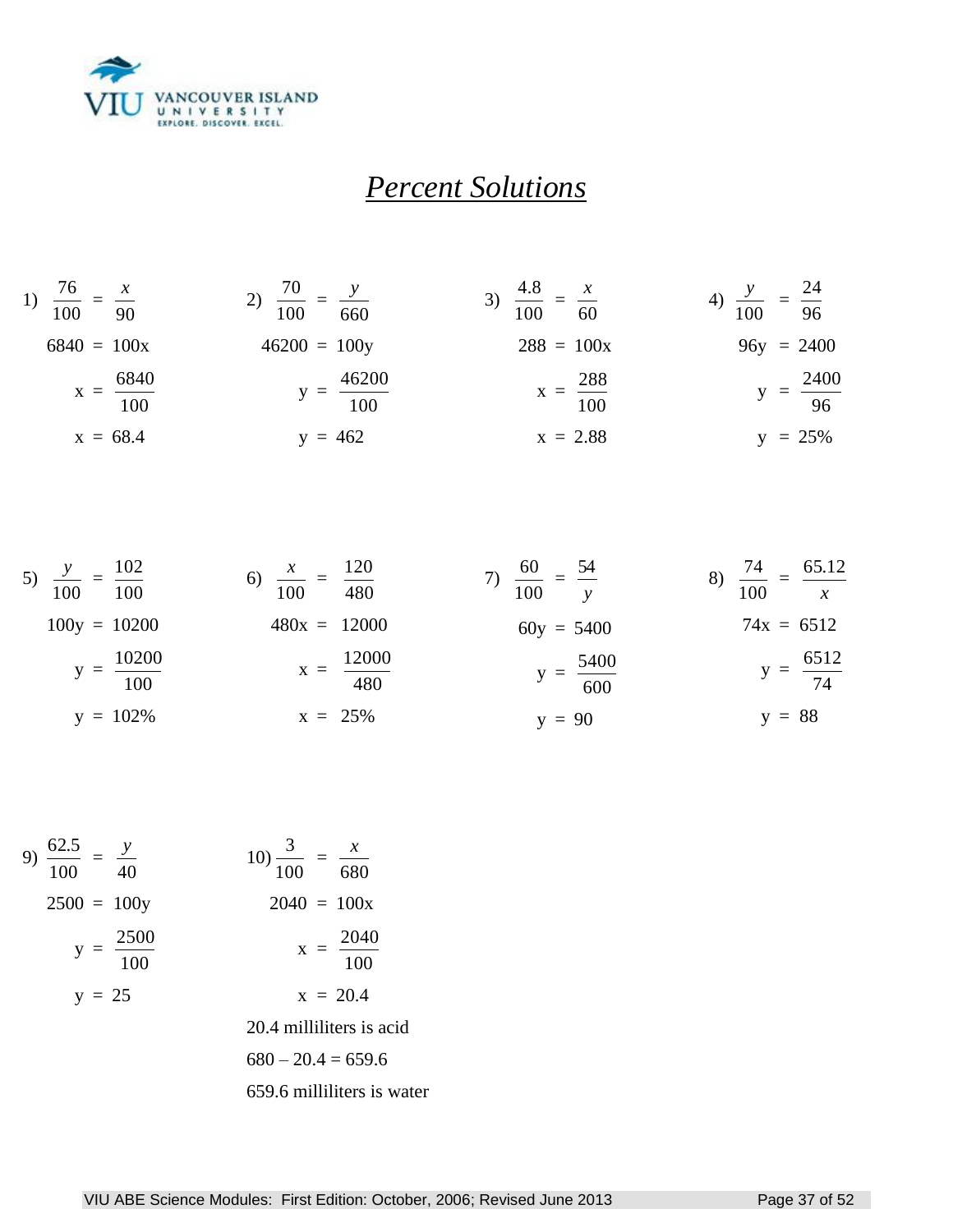# *Percent Solutions*

1) $\frac{76}{100} = \frac{x}{90}$

$6840 = 100x$

$x = \frac{6840}{100}$

$x = 68.4$

2) $\frac{70}{100} = \frac{y}{660}$

$46200 = 100y$

$y = \frac{46200}{100}$

$y = 462$

3) $\frac{4.8}{100} = \frac{x}{60}$

$288 = 100x$

$x = \frac{288}{100}$

$x = 2.88$

4) $\frac{y}{100} = \frac{24}{96}$

$96y = 2400$

$y = \frac{2400}{96}$

$y = 25\%$

5) $\frac{y}{100} = \frac{102}{100}$

$100y = 10200$

$y = \frac{10200}{100}$

$y = 102\%$

6) $\frac{x}{100} = \frac{120}{480}$

$480x = 12000$

$x = \frac{12000}{480}$

$x = 25\%$

7) $\frac{60}{100} = \frac{54}{y}$

$60y = 5400$

$y = \frac{5400}{600}$

$y = 90$

8) $\frac{74}{100} = \frac{65.12}{x}$

$74x = 6512$

$y = \frac{6512}{74}$

$y = 88$

9) $\frac{62.5}{100} = \frac{y}{40}$

$2500 = 100y$

$y = \frac{2500}{100}$

$y = 25$

10) $\frac{3}{100} = \frac{x}{680}$

$2040 = 100x$

$x = \frac{2040}{100}$

$x = 20.4$

20.4 milliliters is acid

$680 – 20.4 = 659.6$

659.6 milliliters is water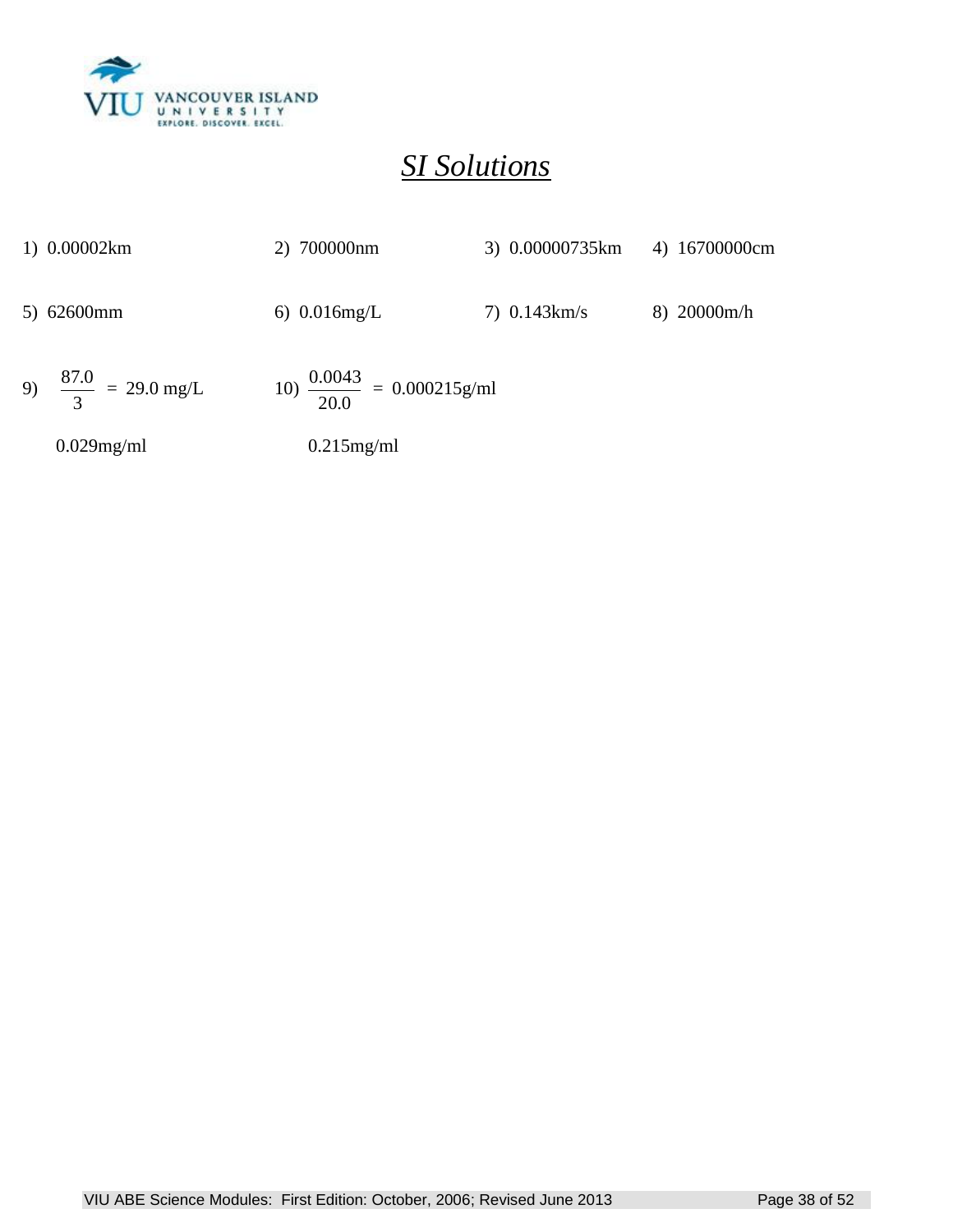# *SI Solutions*

1) 0.00002km

2) 700000nm

3) 0.00000735km

4) 16700000cm

5) 62600mm

6) 0.016mg/L

7) 0.143km/s

8) 20000m/h

9) $\frac{87.0}{3}$ = 29.0 mg/L

0.029mg/ml

10) $\frac{0.0043}{20.0}$ = 0.000215g/ml

0.215mg/ml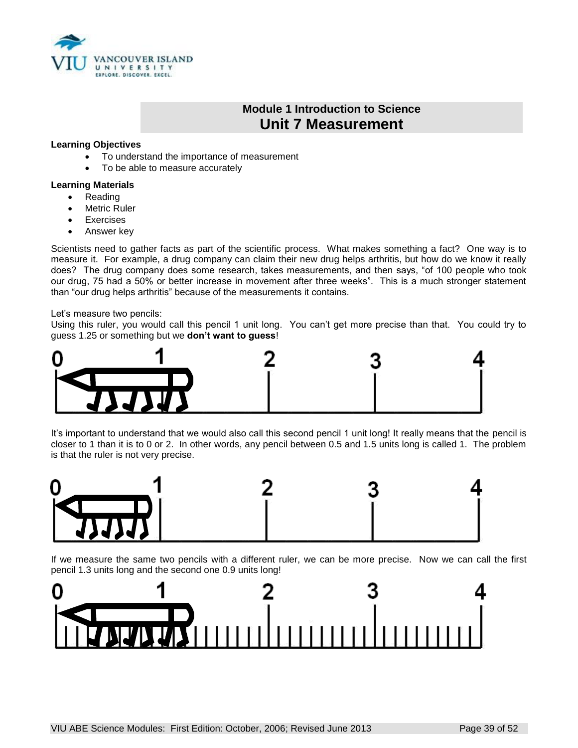## Module 1 Introduction to Science
# Unit 7 Measurement

**Learning Objectives**

- To understand the importance of measurement
- To be able to measure accurately

**Learning Materials**

- Reading
- Metric Ruler
- Exercises
- Answer key

Scientists need to gather facts as part of the scientific process. What makes something a fact? One way is to measure it. For example, a drug company can claim their new drug helps arthritis, but how do we know it really does? The drug company does some research, takes measurements, and then says, "of 100 people who took our drug, 75 had a 50% or better increase in movement after three weeks". This is a much stronger statement than "our drug helps arthritis" because of the measurements it contains.

Let's measure two pencils:
Using this ruler, you would call this pencil 1 unit long. You can't get more precise than that. You could try to guess 1.25 or something but we **don't want to guess**!

0 1 2 3 4

It's important to understand that we would also call this second pencil 1 unit long! It really means that the pencil is closer to 1 than it is to 0 or 2. In other words, any pencil between 0.5 and 1.5 units long is called 1. The problem is that the ruler is not very precise.

0 1 2 3 4

If we measure the same two pencils with a different ruler, we can be more precise. Now we can call the first pencil 1.3 units long and the second one 0.9 units long!

0 1 2 3 4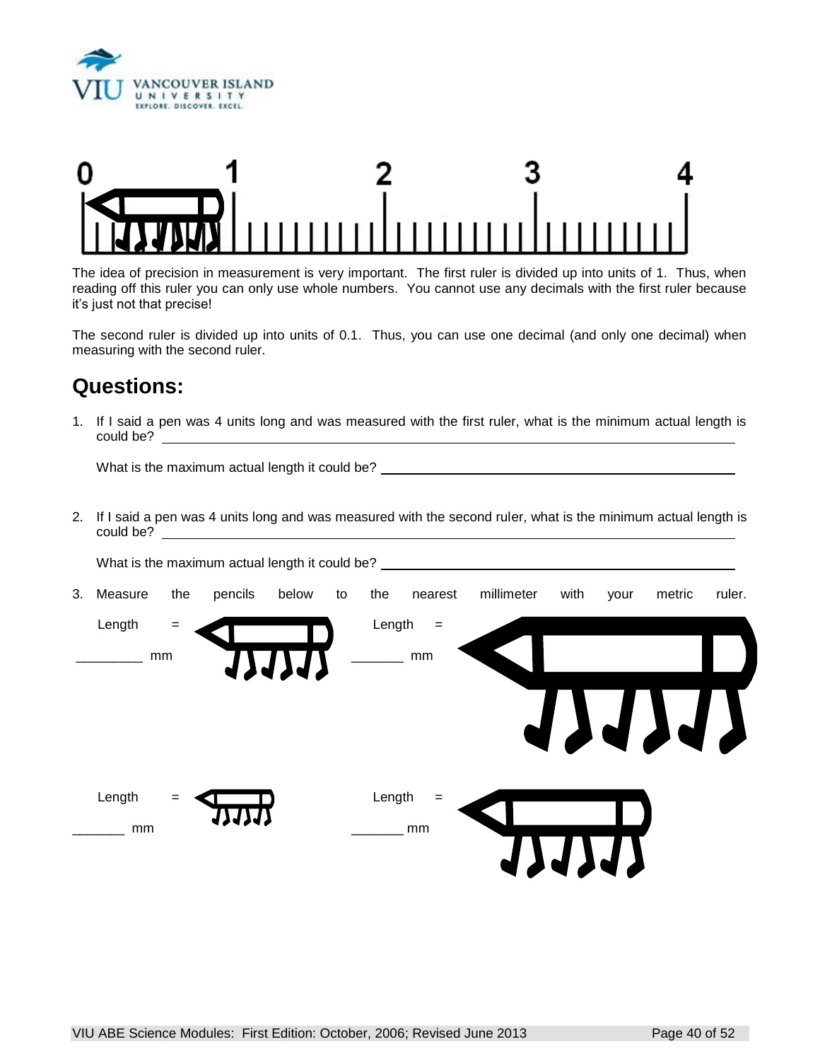0 1 2 3 4

The idea of precision in measurement is very important. The first ruler is divided up into units of 1. Thus, when reading off this ruler you can only use whole numbers. You cannot use any decimals with the first ruler because it's just not that precise!

The second ruler is divided up into units of 0.1. Thus, you can use one decimal (and only one decimal) when measuring with the second ruler.

## Questions:

1. If I said a pen was 4 units long and was measured with the first ruler, what is the minimum actual length is could be? ______________________________

   What is the maximum actual length it could be? ______________________________

2. If I said a pen was 4 units long and was measured with the second ruler, what is the minimum actual length is could be? ______________________________

   What is the maximum actual length it could be? ______________________________

3. Measure the pencils below to the nearest millimeter with your metric ruler.

Length = ________ mm

Length = _______ mm

Length = _______ mm

Length = _______ mm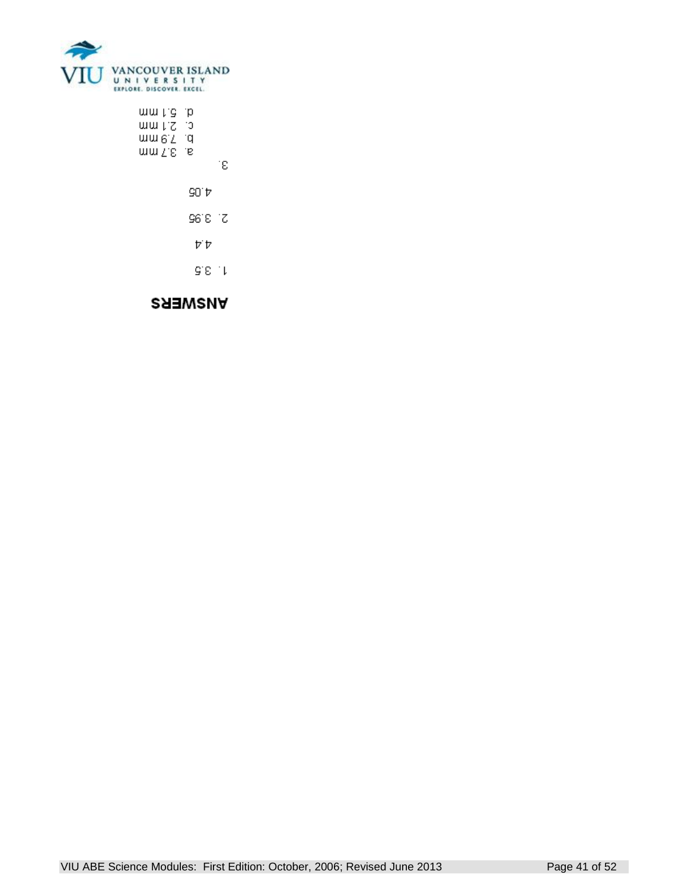**ANSWERS**

1. 3.5

   4.4

2. 3.95

   4.05

3.
   a. 3.7 mm
   b. 7.9 mm
   c. 2.1 mm
   d. 5.1 mm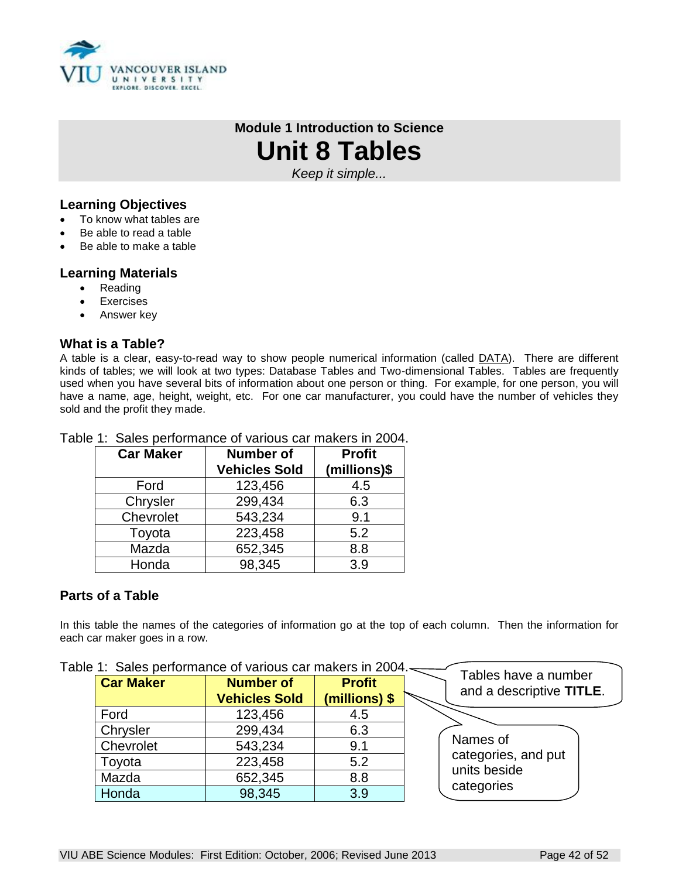Module 1 Introduction to Science

# Unit 8 Tables

*Keep it simple...*

## Learning Objectives

- To know what tables are
- Be able to read a table
- Be able to make a table

## Learning Materials

- Reading
- Exercises
- Answer key

## What is a Table?

A table is a clear, easy-to-read way to show people numerical information (called DATA). There are different kinds of tables; we will look at two types: Database Tables and Two-dimensional Tables. Tables are frequently used when you have several bits of information about one person or thing. For example, for one person, you will have a name, age, height, weight, etc. For one car manufacturer, you could have the number of vehicles they sold and the profit they made.

Table 1: Sales performance of various car makers in 2004.

| Car Maker | Number of Vehicles Sold | Profit (millions)$ |
|---|---|---|
| Ford | 123,456 | 4.5 |
| Chrysler | 299,434 | 6.3 |
| Chevrolet | 543,234 | 9.1 |
| Toyota | 223,458 | 5.2 |
| Mazda | 652,345 | 8.8 |
| Honda | 98,345 | 3.9 |

## Parts of a Table

In this table the names of the categories of information go at the top of each column. Then the information for each car maker goes in a row.

Table 1: Sales performance of various car makers in 2004.

| Car Maker | Number of Vehicles Sold | Profit (millions) $ |
|---|---|---|
| Ford | 123,456 | 4.5 |
| Chrysler | 299,434 | 6.3 |
| Chevrolet | 543,234 | 9.1 |
| Toyota | 223,458 | 5.2 |
| Mazda | 652,345 | 8.8 |
| Honda | 98,345 | 3.9 |

Tables have a number and a descriptive **TITLE**.

Names of categories, and put units beside categories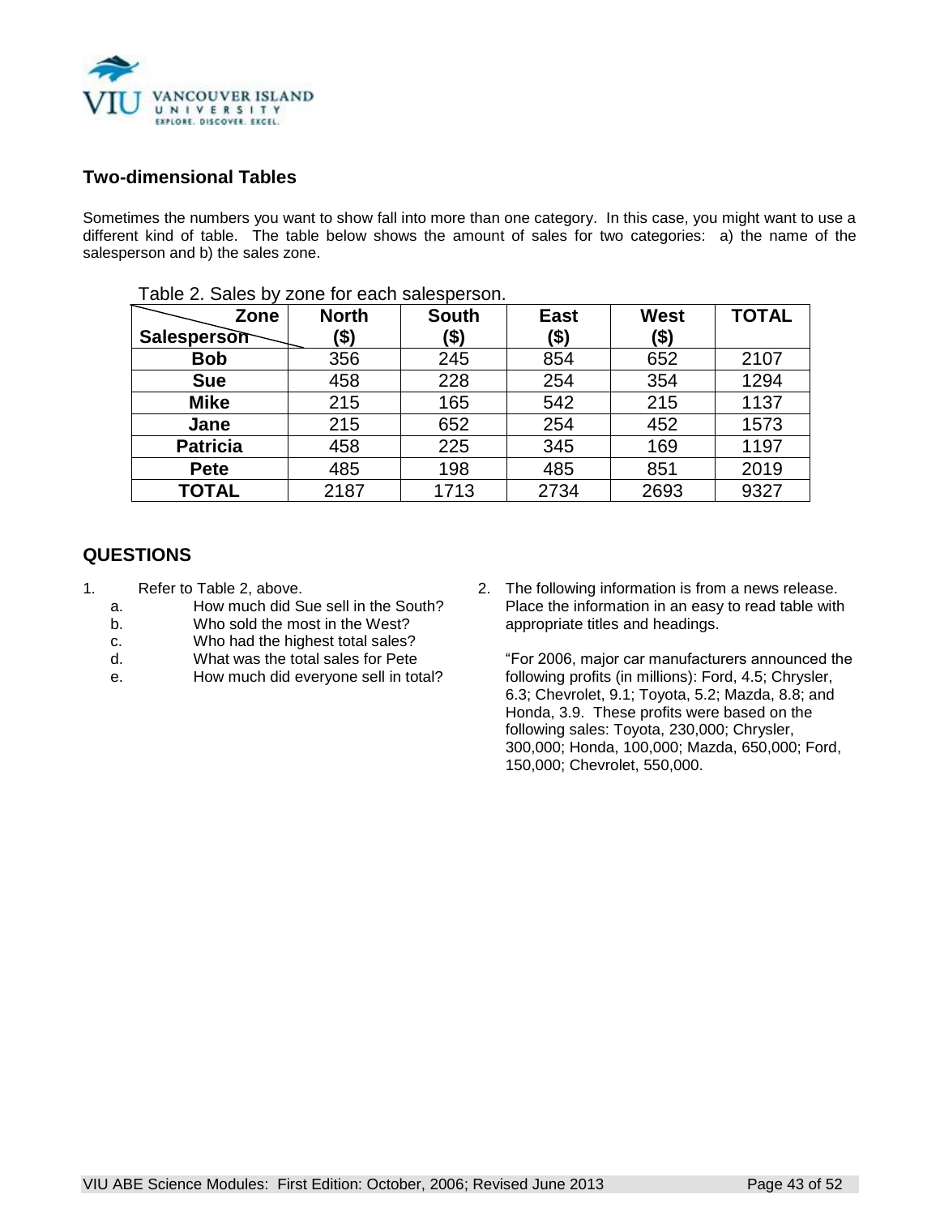## Two-dimensional Tables

Sometimes the numbers you want to show fall into more than one category. In this case, you might want to use a different kind of table. The table below shows the amount of sales for two categories: a) the name of the salesperson and b) the sales zone.

Table 2. Sales by zone for each salesperson.

| Zone / Salesperson | North ($) | South ($) | East ($) | West ($) | TOTAL |
|---|---|---|---|---|---|
| **Bob** | 356 | 245 | 854 | 652 | 2107 |
| **Sue** | 458 | 228 | 254 | 354 | 1294 |
| **Mike** | 215 | 165 | 542 | 215 | 1137 |
| **Jane** | 215 | 652 | 254 | 452 | 1573 |
| **Patricia** | 458 | 225 | 345 | 169 | 1197 |
| **Pete** | 485 | 198 | 485 | 851 | 2019 |
| **TOTAL** | 2187 | 1713 | 2734 | 2693 | 9327 |

## QUESTIONS

1. Refer to Table 2, above.
   a. How much did Sue sell in the South?
   b. Who sold the most in the West?
   c. Who had the highest total sales?
   d. What was the total sales for Pete
   e. How much did everyone sell in total?

2. The following information is from a news release. Place the information in an easy to read table with appropriate titles and headings.

   "For 2006, major car manufacturers announced the following profits (in millions): Ford, 4.5; Chrysler, 6.3; Chevrolet, 9.1; Toyota, 5.2; Mazda, 8.8; and Honda, 3.9. These profits were based on the following sales: Toyota, 230,000; Chrysler, 300,000; Honda, 100,000; Mazda, 650,000; Ford, 150,000; Chevrolet, 550,000.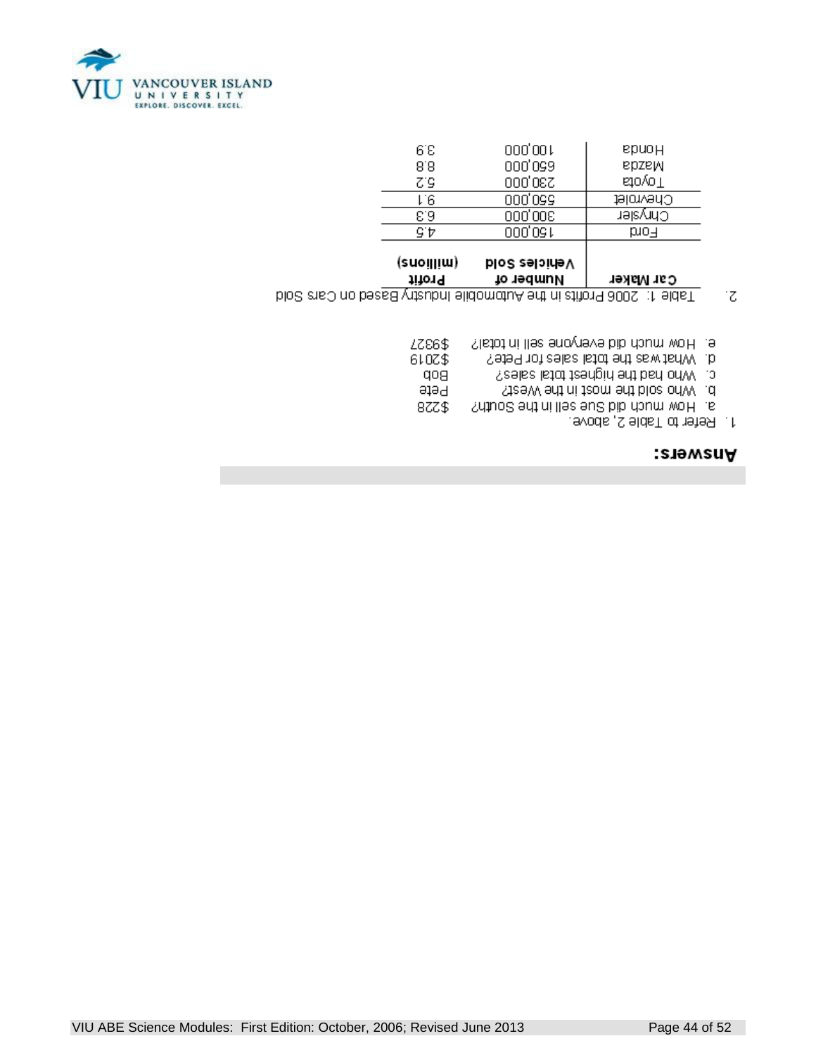## Answers:

1. Refer to Table 2, above.
   a. How much did Sue sell in the South? $228
   b. Who sold the most in the West? Pete
   c. Who had the highest total sales? Bob
   d. What was the total sales for Pete? $2019
   e. How much did everyone sell in total? $9327

2. Table 1: 2006 Profits in the Automobile Industry Based on Cars Sold

| Car Maker | Number of Vehicles Sold | Profit (millions) |
|---|---|---|
| Ford | 150,000 | 4.5 |
| Chrysler | 300,000 | 6.3 |
| Chevrolet | 550,000 | 9.1 |
| Toyota | 230,000 | 5.2 |
| Mazda | 650,000 | 8.8 |
| Honda | 100,000 | 3.9 |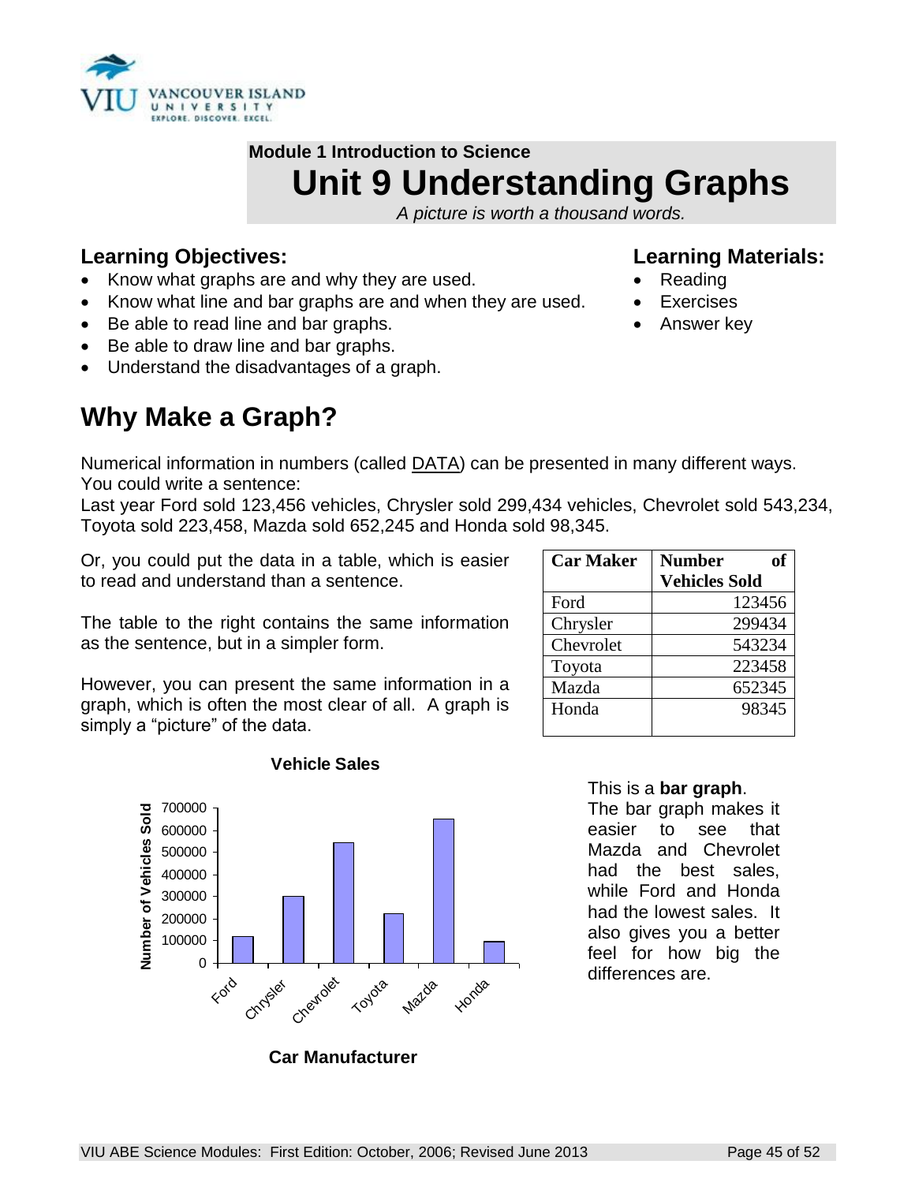Module 1 Introduction to Science

# Unit 9 Understanding Graphs

*A picture is worth a thousand words.*

## Learning Objectives:

- Know what graphs are and why they are used.
- Know what line and bar graphs are and when they are used.
- Be able to read line and bar graphs.
- Be able to draw line and bar graphs.
- Understand the disadvantages of a graph.

## Learning Materials:

- Reading
- Exercises
- Answer key

## Why Make a Graph?

Numerical information in numbers (called DATA) can be presented in many different ways. You could write a sentence:
Last year Ford sold 123,456 vehicles, Chrysler sold 299,434 vehicles, Chevrolet sold 543,234, Toyota sold 223,458, Mazda sold 652,245 and Honda sold 98,345.

Or, you could put the data in a table, which is easier to read and understand than a sentence.

The table to the right contains the same information as the sentence, but in a simpler form.

However, you can present the same information in a graph, which is often the most clear of all. A graph is simply a "picture" of the data.

| Car Maker | Number of Vehicles Sold |
|---|---|
| Ford | 123456 |
| Chrysler | 299434 |
| Chevrolet | 543234 |
| Toyota | 223458 |
| Mazda | 652345 |
| Honda | 98345 |

**Vehicle Sales**

Number of Vehicles Sold

700000
600000
500000
400000
300000
200000
100000
0

Ford
Chrysler
Chevrolet
Toyota
Mazda
Honda

**Car Manufacturer**

This is a **bar graph**. The bar graph makes it easier to see that Mazda and Chevrolet had the best sales, while Ford and Honda had the lowest sales. It also gives you a better feel for how big the differences are.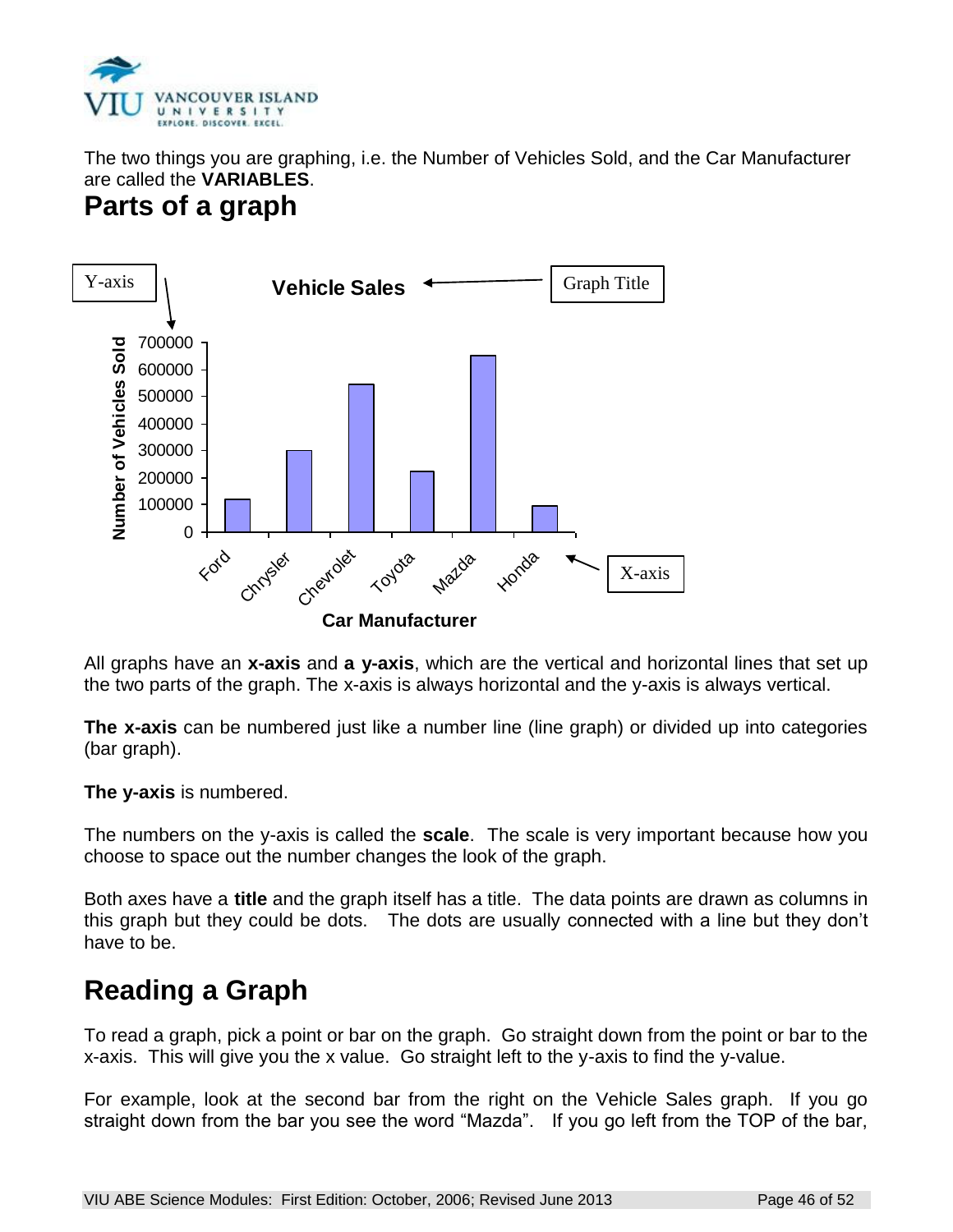The two things you are graphing, i.e. the Number of Vehicles Sold, and the Car Manufacturer are called the **VARIABLES**.

## Parts of a graph

Y-axis

Vehicle Sales

Graph Title

Number of Vehicles Sold

700000
600000
500000
400000
300000
200000
100000
0

Ford
Chrysler
Chevrolet
Toyota
Mazda
Honda

X-axis

Car Manufacturer

All graphs have an **x-axis** and **a y-axis**, which are the vertical and horizontal lines that set up the two parts of the graph. The x-axis is always horizontal and the y-axis is always vertical.

**The x-axis** can be numbered just like a number line (line graph) or divided up into categories (bar graph).

**The y-axis** is numbered.

The numbers on the y-axis is called the **scale**. The scale is very important because how you choose to space out the number changes the look of the graph.

Both axes have a **title** and the graph itself has a title. The data points are drawn as columns in this graph but they could be dots. The dots are usually connected with a line but they don't have to be.

## Reading a Graph

To read a graph, pick a point or bar on the graph. Go straight down from the point or bar to the x-axis. This will give you the x value. Go straight left to the y-axis to find the y-value.

For example, look at the second bar from the right on the Vehicle Sales graph. If you go straight down from the bar you see the word "Mazda". If you go left from the TOP of the bar,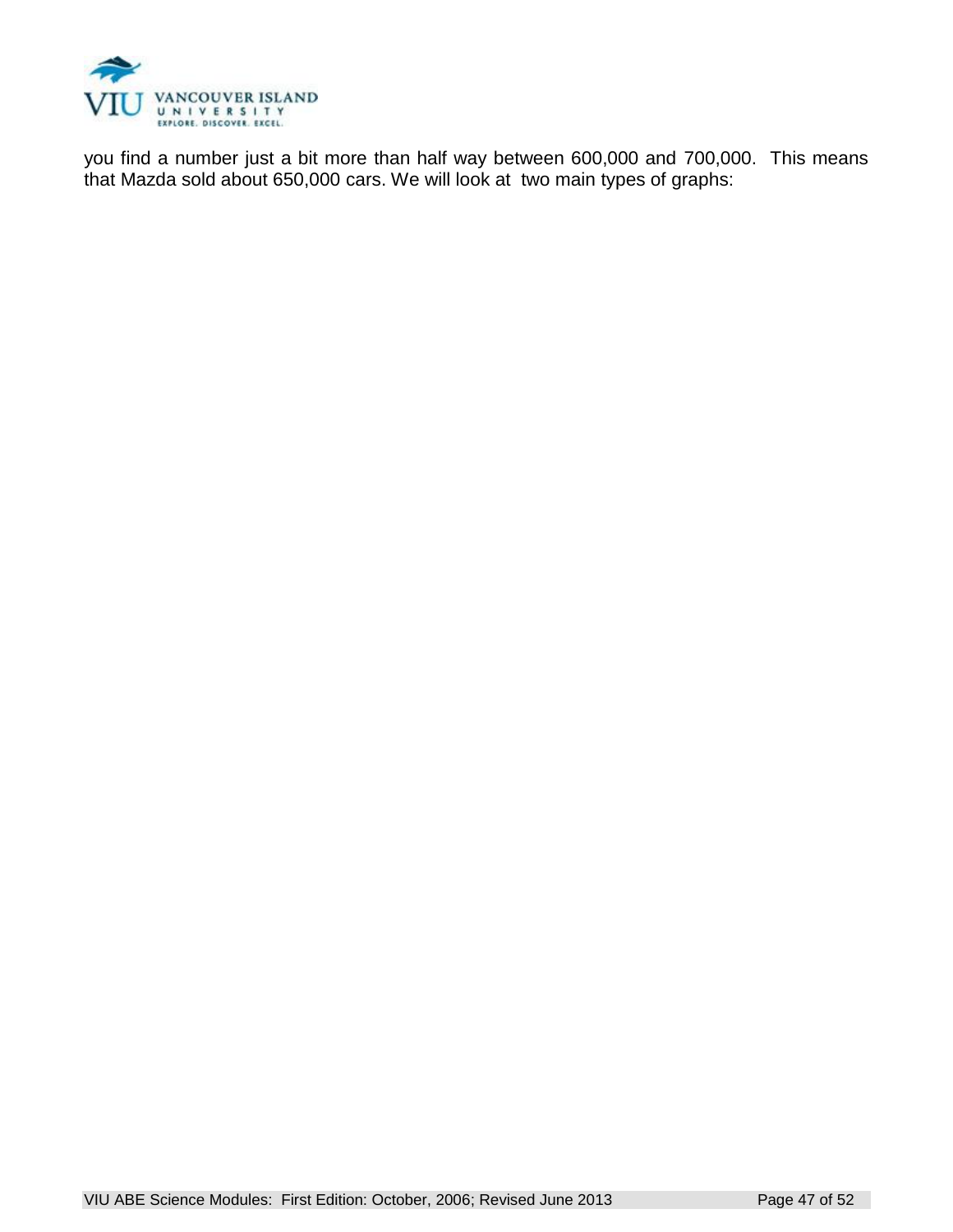you find a number just a bit more than half way between 600,000 and 700,000. This means that Mazda sold about 650,000 cars. We will look at two main types of graphs: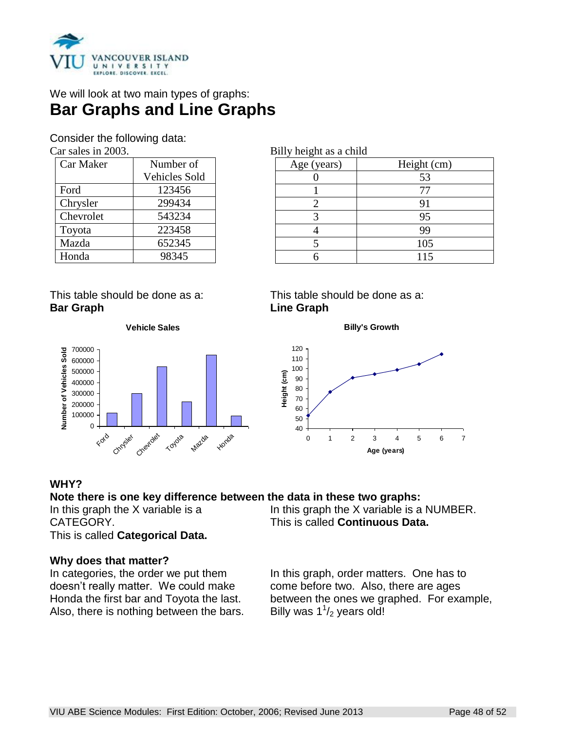We will look at two main types of graphs:

# Bar Graphs and Line Graphs

Consider the following data:

Car sales in 2003.

| Car Maker | Number of Vehicles Sold |
|---|---|
| Ford | 123456 |
| Chrysler | 299434 |
| Chevrolet | 543234 |
| Toyota | 223458 |
| Mazda | 652345 |
| Honda | 98345 |

This table should be done as a:
**Bar Graph**

**Vehicle Sales**

Number of Vehicles Sold

700000
600000
500000
400000
300000
200000
100000
0

Ford
Chrysler
Chevrolet
Toyota
Mazda
Honda

Billy height as a child

| Age (years) | Height (cm) |
|---|---|
| 0 | 53 |
| 1 | 77 |
| 2 | 91 |
| 3 | 95 |
| 4 | 99 |
| 5 | 105 |
| 6 | 115 |

This table should be done as a:
**Line Graph**

**Billy's Growth**

Height (cm)

120
110
100
90
80
70
60
50
40

0 1 2 3 4 5 6 7

Age (years)

**WHY?**

**Note there is one key difference between the data in these two graphs:**

In this graph the X variable is a CATEGORY.
This is called **Categorical Data.**

In this graph the X variable is a NUMBER.
This is called **Continuous Data.**

**Why does that matter?**

In categories, the order we put them doesn't really matter. We could make Honda the first bar and Toyota the last. Also, there is nothing between the bars.

In this graph, order matters. One has to come before two. Also, there are ages between the ones we graphed. For example, Billy was $1^1/_2$ years old!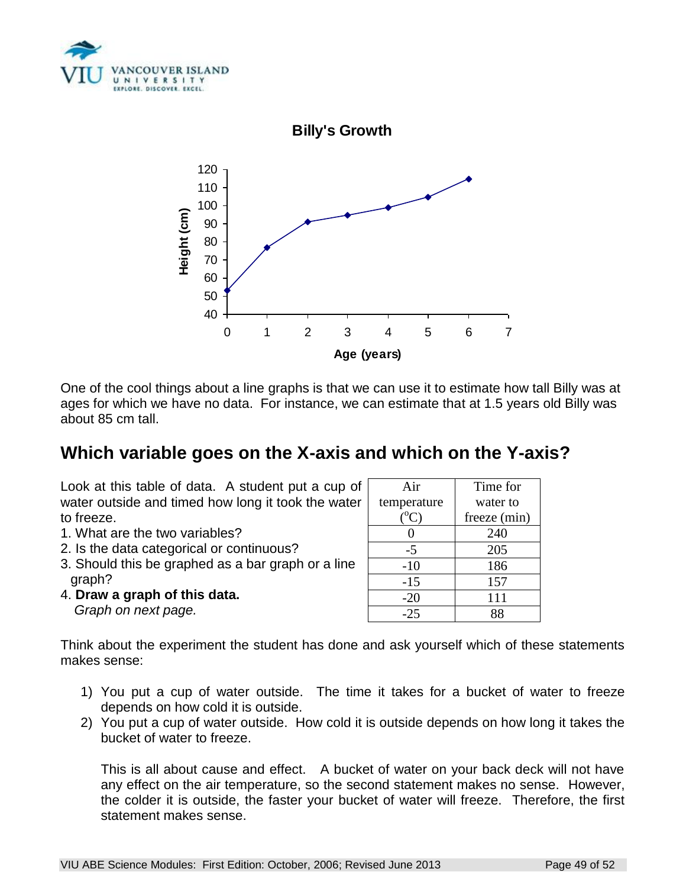**Billy's Growth**

One of the cool things about a line graphs is that we can use it to estimate how tall Billy was at ages for which we have no data. For instance, we can estimate that at 1.5 years old Billy was about 85 cm tall.

## Which variable goes on the X-axis and which on the Y-axis?

Look at this table of data. A student put a cup of water outside and timed how long it took the water to freeze.

1. What are the two variables?
2. Is the data categorical or continuous?
3. Should this be graphed as a bar graph or a line graph?
4. **Draw a graph of this data.**
   *Graph on next page.*

| Air temperature (°C) | Time for water to freeze (min) |
|---|---|
| 0 | 240 |
| -5 | 205 |
| -10 | 186 |
| -15 | 157 |
| -20 | 111 |
| -25 | 88 |

Think about the experiment the student has done and ask yourself which of these statements makes sense:

1) You put a cup of water outside. The time it takes for a bucket of water to freeze depends on how cold it is outside.
2) You put a cup of water outside. How cold it is outside depends on how long it takes the bucket of water to freeze.

   This is all about cause and effect. A bucket of water on your back deck will not have any effect on the air temperature, so the second statement makes no sense. However, the colder it is outside, the faster your bucket of water will freeze. Therefore, the first statement makes sense.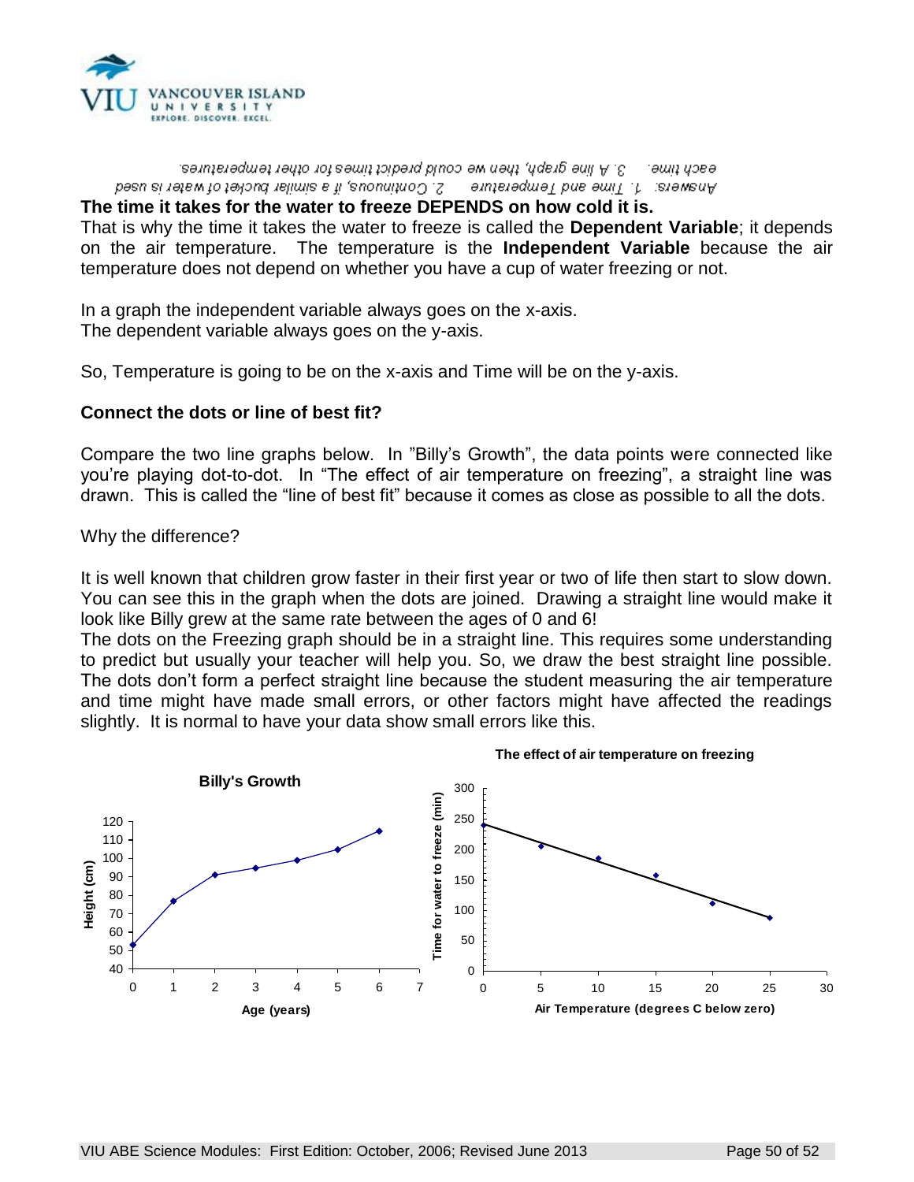Answers: 1. Time and Temperature 2. Continuous, if a similar bucket of water is used each time. 3. A line graph, then we could predict times for other temperatures.

**The time it takes for the water to freeze DEPENDS on how cold it is.**
That is why the time it takes the water to freeze is called the **Dependent Variable**; it depends on the air temperature. The temperature is the **Independent Variable** because the air temperature does not depend on whether you have a cup of water freezing or not.

In a graph the independent variable always goes on the x-axis.
The dependent variable always goes on the y-axis.

So, Temperature is going to be on the x-axis and Time will be on the y-axis.

**Connect the dots or line of best fit?**

Compare the two line graphs below. In "Billy's Growth", the data points were connected like you're playing dot-to-dot. In "The effect of air temperature on freezing", a straight line was drawn. This is called the "line of best fit" because it comes as close as possible to all the dots.

Why the difference?

It is well known that children grow faster in their first year or two of life then start to slow down. You can see this in the graph when the dots are joined. Drawing a straight line would make it look like Billy grew at the same rate between the ages of 0 and 6!
The dots on the Freezing graph should be in a straight line. This requires some understanding to predict but usually your teacher will help you. So, we draw the best straight line possible. The dots don't form a perfect straight line because the student measuring the air temperature and time might have made small errors, or other factors might have affected the readings slightly. It is normal to have your data show small errors like this.

**Billy's Growth**

Height (cm)

120
110
100
90
80
70
60
50
40

0 1 2 3 4 5 6 7

Age (years)

**The effect of air temperature on freezing**

Time for water to freeze (min)

300
250
200
150
100
50
0

0 5 10 15 20 25 30

Air Temperature (degrees C below zero)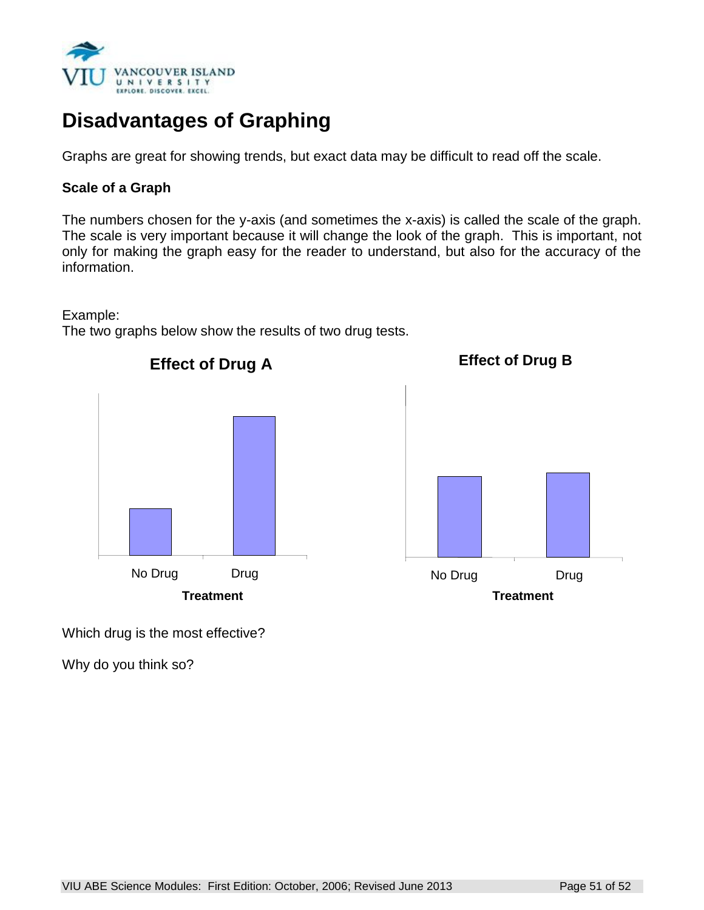# Disadvantages of Graphing

Graphs are great for showing trends, but exact data may be difficult to read off the scale.

**Scale of a Graph**

The numbers chosen for the y-axis (and sometimes the x-axis) is called the scale of the graph. The scale is very important because it will change the look of the graph. This is important, not only for making the graph easy for the reader to understand, but also for the accuracy of the information.

Example:
The two graphs below show the results of two drug tests.

**Effect of Drug A**

No Drug
Drug
**Treatment**

**Effect of Drug B**

No Drug
Drug
**Treatment**

Which drug is the most effective?

Why do you think so?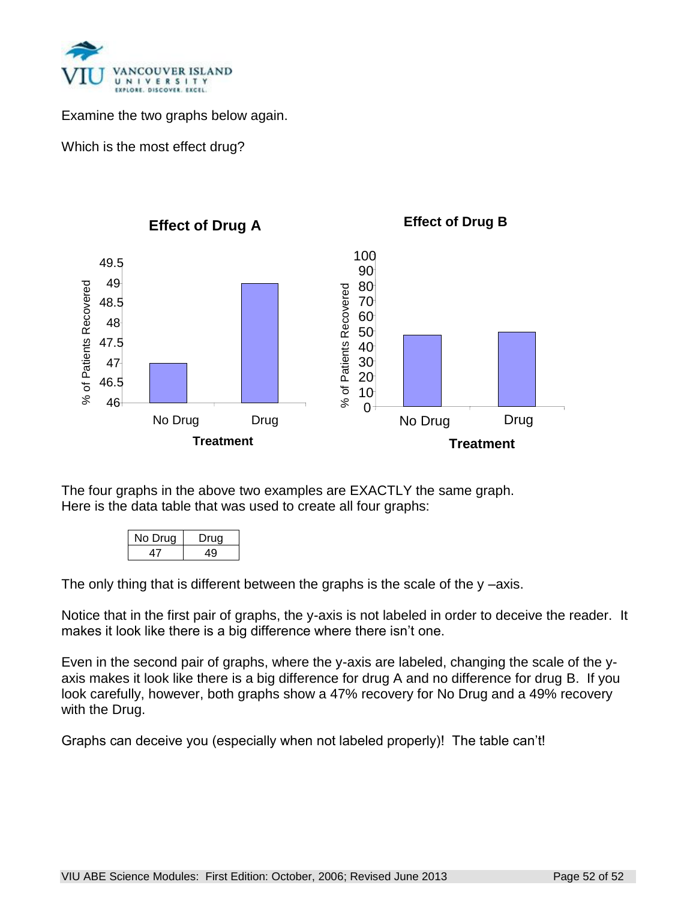Examine the two graphs below again.

Which is the most effect drug?

**Effect of Drug A**

49.5
49
48.5
48
47.5
47
46.5
46

% of Patients Recovered

No Drug
Drug

**Treatment**

**Effect of Drug B**

100
90
80
70
60
50
40
30
20
10
0

% of Patients Recovered

No Drug
Drug

**Treatment**

The four graphs in the above two examples are EXACTLY the same graph.
Here is the data table that was used to create all four graphs:

| No Drug | Drug |
|---|---|
| 47 | 49 |

The only thing that is different between the graphs is the scale of the y –axis.

Notice that in the first pair of graphs, the y-axis is not labeled in order to deceive the reader. It makes it look like there is a big difference where there isn't one.

Even in the second pair of graphs, where the y-axis are labeled, changing the scale of the y-axis makes it look like there is a big difference for drug A and no difference for drug B. If you look carefully, however, both graphs show a 47% recovery for No Drug and a 49% recovery with the Drug.

Graphs can deceive you (especially when not labeled properly)! The table can't!